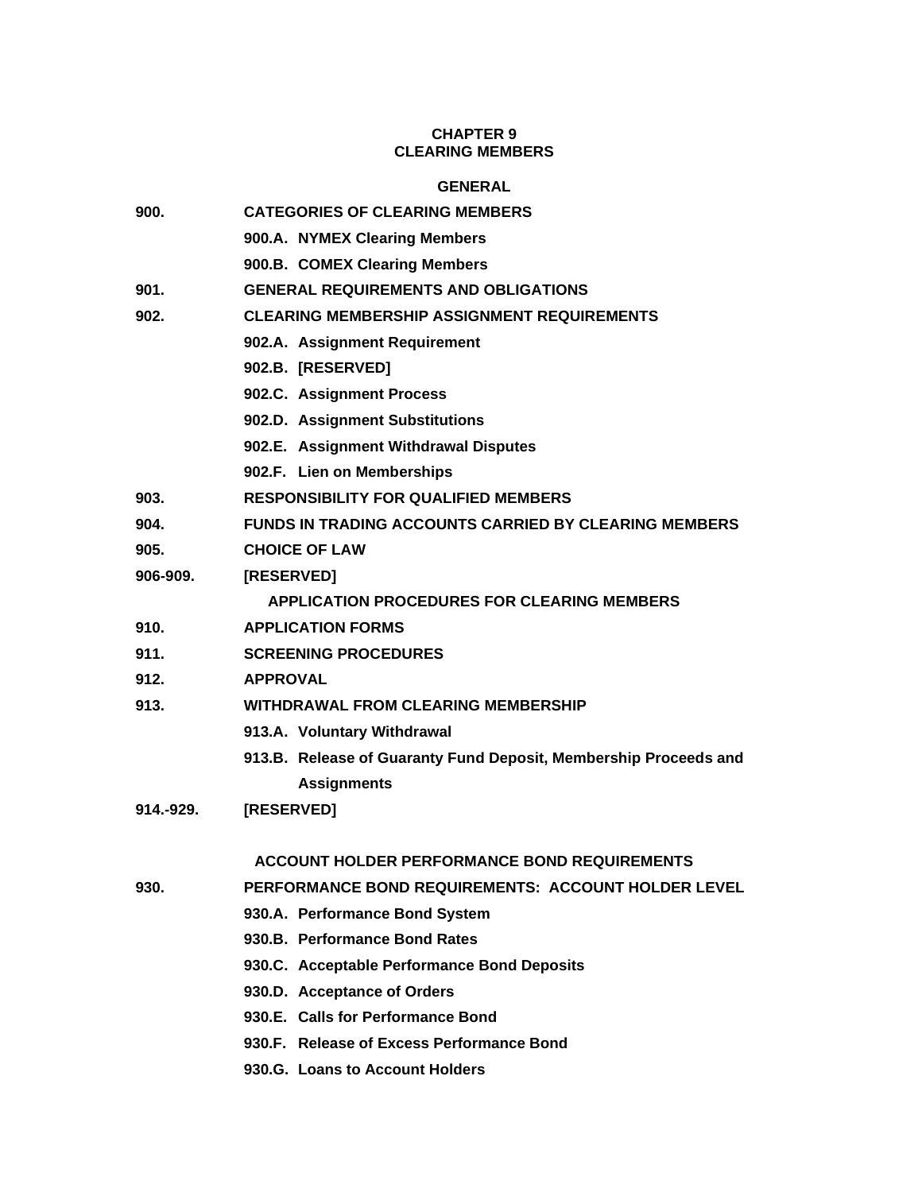**CHAPTER 9**
**CLEARING MEMBERS**

**GENERAL**

**900.** **CATEGORIES OF CLEARING MEMBERS**

**900.A. NYMEX Clearing Members**

**900.B. COMEX Clearing Members**

**901.** **GENERAL REQUIREMENTS AND OBLIGATIONS**

**902.** **CLEARING MEMBERSHIP ASSIGNMENT REQUIREMENTS**

**902.A. Assignment Requirement**

**902.B. [RESERVED]**

**902.C. Assignment Process**

**902.D. Assignment Substitutions**

**902.E. Assignment Withdrawal Disputes**

**902.F. Lien on Memberships**

**903.** **RESPONSIBILITY FOR QUALIFIED MEMBERS**

**904.** **FUNDS IN TRADING ACCOUNTS CARRIED BY CLEARING MEMBERS**

**905.** **CHOICE OF LAW**

**906-909.** **[RESERVED]**

**APPLICATION PROCEDURES FOR CLEARING MEMBERS**

**910.** **APPLICATION FORMS**

**911.** **SCREENING PROCEDURES**

**912.** **APPROVAL**

**913.** **WITHDRAWAL FROM CLEARING MEMBERSHIP**

**913.A. Voluntary Withdrawal**

**913.B. Release of Guaranty Fund Deposit, Membership Proceeds and Assignments**

**914.-929.** **[RESERVED]**

**ACCOUNT HOLDER PERFORMANCE BOND REQUIREMENTS**

**930.** **PERFORMANCE BOND REQUIREMENTS: ACCOUNT HOLDER LEVEL**

**930.A. Performance Bond System**

**930.B. Performance Bond Rates**

**930.C. Acceptable Performance Bond Deposits**

**930.D. Acceptance of Orders**

**930.E. Calls for Performance Bond**

**930.F. Release of Excess Performance Bond**

**930.G. Loans to Account Holders**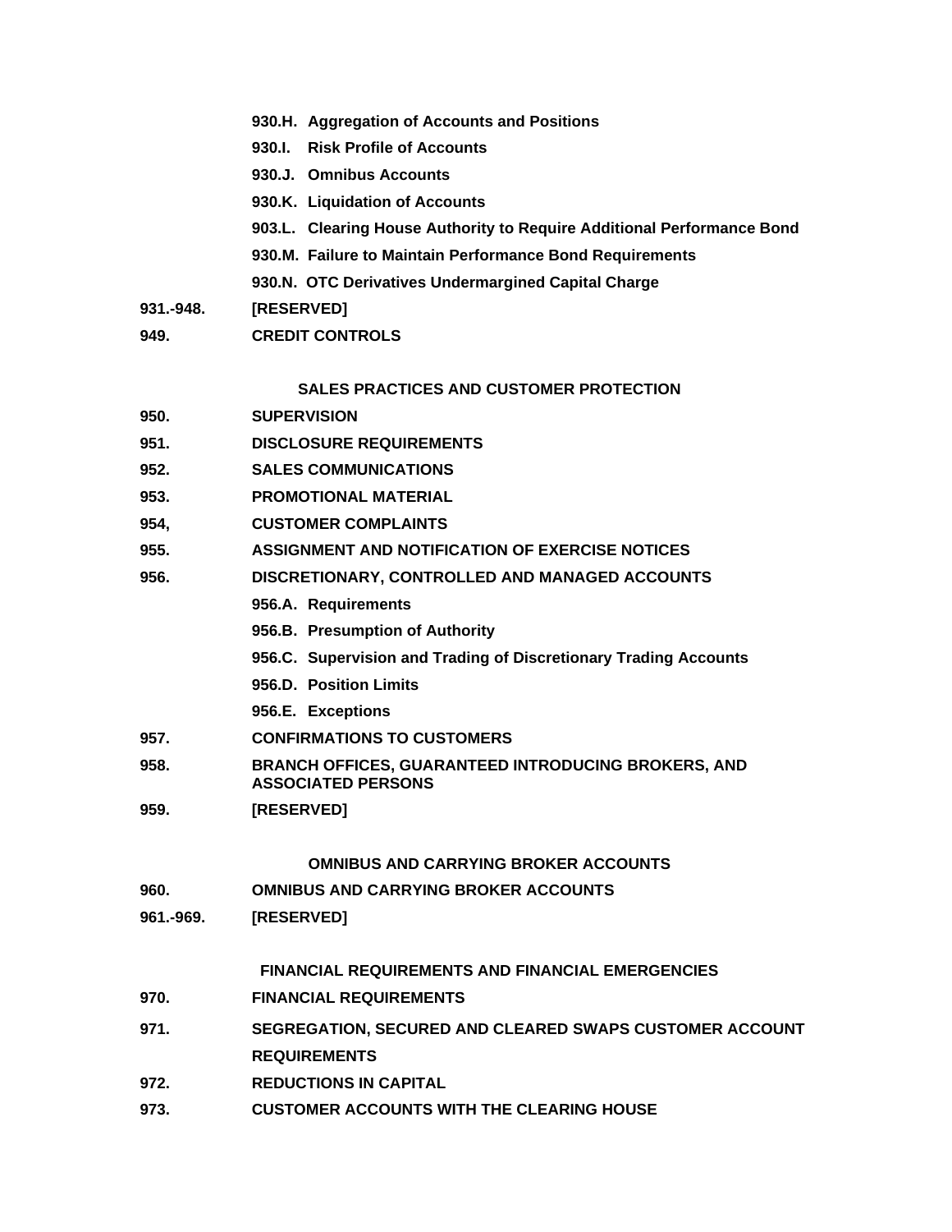**930.H. Aggregation of Accounts and Positions**

**930.I. Risk Profile of Accounts**

**930.J. Omnibus Accounts**

**930.K. Liquidation of Accounts**

**903.L. Clearing House Authority to Require Additional Performance Bond**

**930.M. Failure to Maintain Performance Bond Requirements**

**930.N. OTC Derivatives Undermargined Capital Charge**

**931.-948. [RESERVED]**

**949. CREDIT CONTROLS**

**SALES PRACTICES AND CUSTOMER PROTECTION**

**950. SUPERVISION**

**951. DISCLOSURE REQUIREMENTS**

**952. SALES COMMUNICATIONS**

**953. PROMOTIONAL MATERIAL**

**954, CUSTOMER COMPLAINTS**

**955. ASSIGNMENT AND NOTIFICATION OF EXERCISE NOTICES**

**956. DISCRETIONARY, CONTROLLED AND MANAGED ACCOUNTS**

**956.A. Requirements**

**956.B. Presumption of Authority**

**956.C. Supervision and Trading of Discretionary Trading Accounts**

**956.D. Position Limits**

**956.E. Exceptions**

**957. CONFIRMATIONS TO CUSTOMERS**

**958. BRANCH OFFICES, GUARANTEED INTRODUCING BROKERS, AND ASSOCIATED PERSONS**

**959. [RESERVED]**

**OMNIBUS AND CARRYING BROKER ACCOUNTS**

**960. OMNIBUS AND CARRYING BROKER ACCOUNTS**

**961.-969. [RESERVED]**

**FINANCIAL REQUIREMENTS AND FINANCIAL EMERGENCIES**

**970. FINANCIAL REQUIREMENTS**

**971. SEGREGATION, SECURED AND CLEARED SWAPS CUSTOMER ACCOUNT REQUIREMENTS**

**972. REDUCTIONS IN CAPITAL**

**973. CUSTOMER ACCOUNTS WITH THE CLEARING HOUSE**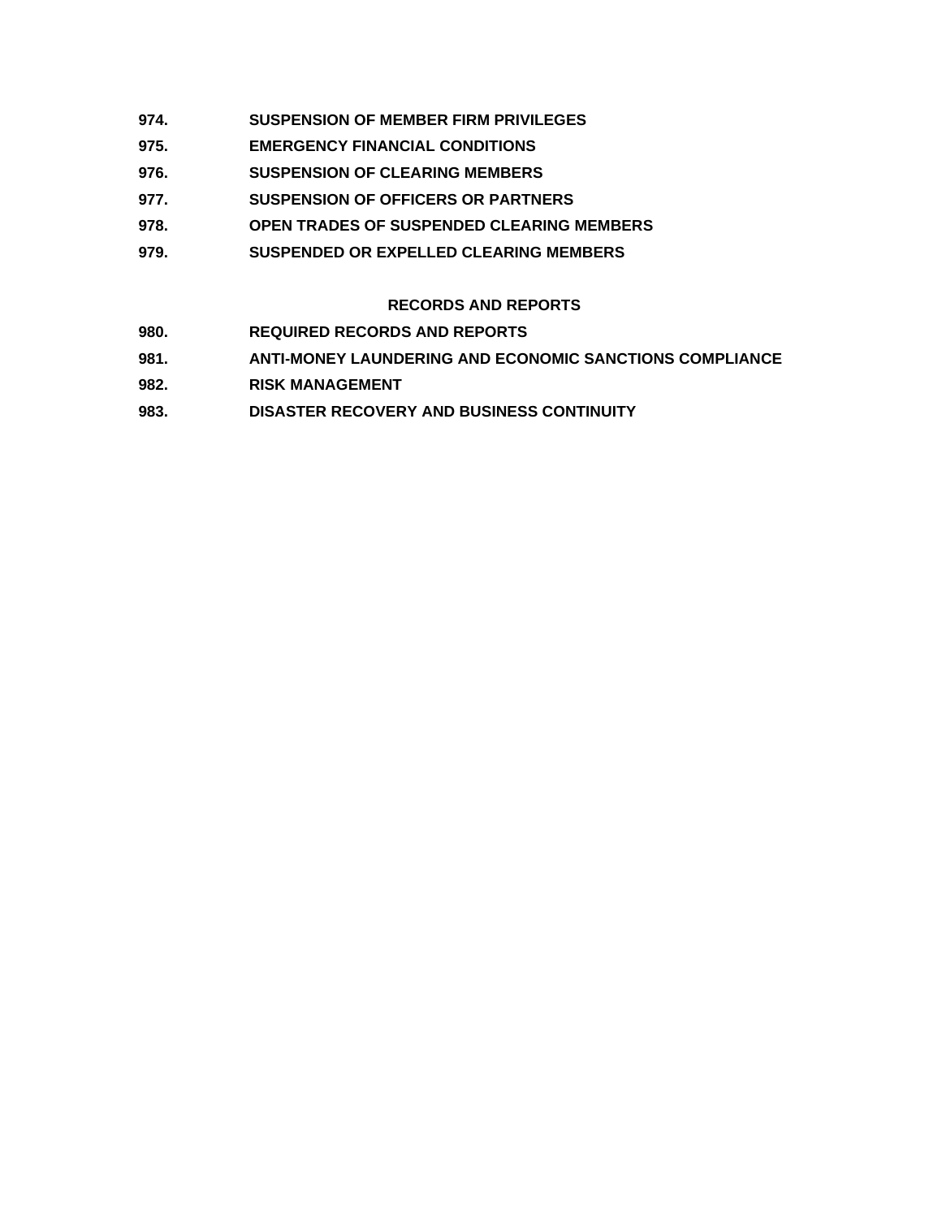**974. SUSPENSION OF MEMBER FIRM PRIVILEGES**

**975. EMERGENCY FINANCIAL CONDITIONS**

**976. SUSPENSION OF CLEARING MEMBERS**

**977. SUSPENSION OF OFFICERS OR PARTNERS**

**978. OPEN TRADES OF SUSPENDED CLEARING MEMBERS**

**979. SUSPENDED OR EXPELLED CLEARING MEMBERS**

## RECORDS AND REPORTS

**980. REQUIRED RECORDS AND REPORTS**

**981. ANTI-MONEY LAUNDERING AND ECONOMIC SANCTIONS COMPLIANCE**

**982. RISK MANAGEMENT**

**983. DISASTER RECOVERY AND BUSINESS CONTINUITY**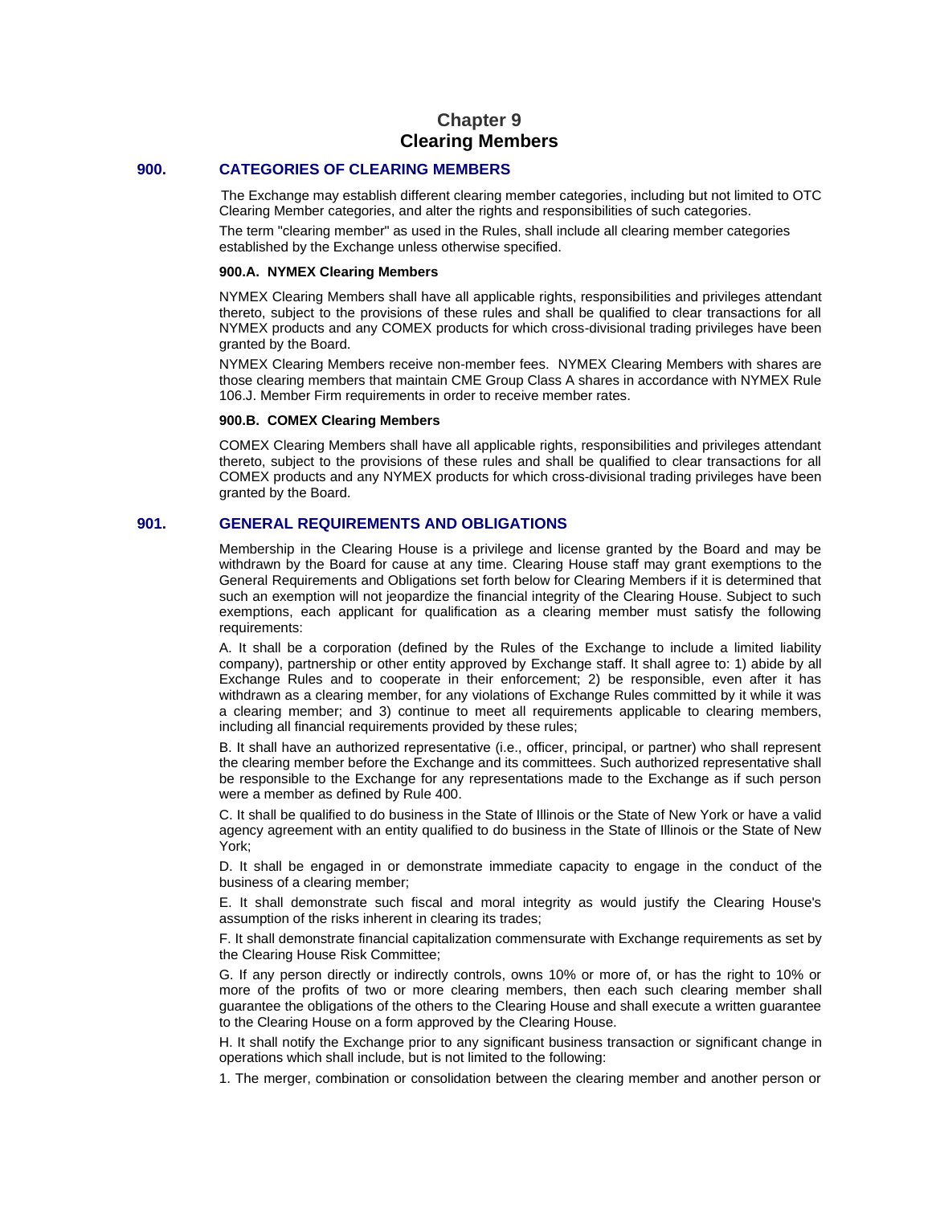# Chapter 9
# Clearing Members

## 900. CATEGORIES OF CLEARING MEMBERS

The Exchange may establish different clearing member categories, including but not limited to OTC Clearing Member categories, and alter the rights and responsibilities of such categories.

The term "clearing member" as used in the Rules, shall include all clearing member categories established by the Exchange unless otherwise specified.

### 900.A. NYMEX Clearing Members

NYMEX Clearing Members shall have all applicable rights, responsibilities and privileges attendant thereto, subject to the provisions of these rules and shall be qualified to clear transactions for all NYMEX products and any COMEX products for which cross-divisional trading privileges have been granted by the Board.

NYMEX Clearing Members receive non-member fees. NYMEX Clearing Members with shares are those clearing members that maintain CME Group Class A shares in accordance with NYMEX Rule 106.J. Member Firm requirements in order to receive member rates.

### 900.B. COMEX Clearing Members

COMEX Clearing Members shall have all applicable rights, responsibilities and privileges attendant thereto, subject to the provisions of these rules and shall be qualified to clear transactions for all COMEX products and any NYMEX products for which cross-divisional trading privileges have been granted by the Board.

## 901. GENERAL REQUIREMENTS AND OBLIGATIONS

Membership in the Clearing House is a privilege and license granted by the Board and may be withdrawn by the Board for cause at any time. Clearing House staff may grant exemptions to the General Requirements and Obligations set forth below for Clearing Members if it is determined that such an exemption will not jeopardize the financial integrity of the Clearing House. Subject to such exemptions, each applicant for qualification as a clearing member must satisfy the following requirements:

A. It shall be a corporation (defined by the Rules of the Exchange to include a limited liability company), partnership or other entity approved by Exchange staff. It shall agree to: 1) abide by all Exchange Rules and to cooperate in their enforcement; 2) be responsible, even after it has withdrawn as a clearing member, for any violations of Exchange Rules committed by it while it was a clearing member; and 3) continue to meet all requirements applicable to clearing members, including all financial requirements provided by these rules;

B. It shall have an authorized representative (i.e., officer, principal, or partner) who shall represent the clearing member before the Exchange and its committees. Such authorized representative shall be responsible to the Exchange for any representations made to the Exchange as if such person were a member as defined by Rule 400.

C. It shall be qualified to do business in the State of Illinois or the State of New York or have a valid agency agreement with an entity qualified to do business in the State of Illinois or the State of New York;

D. It shall be engaged in or demonstrate immediate capacity to engage in the conduct of the business of a clearing member;

E. It shall demonstrate such fiscal and moral integrity as would justify the Clearing House's assumption of the risks inherent in clearing its trades;

F. It shall demonstrate financial capitalization commensurate with Exchange requirements as set by the Clearing House Risk Committee;

G. If any person directly or indirectly controls, owns 10% or more of, or has the right to 10% or more of the profits of two or more clearing members, then each such clearing member shall guarantee the obligations of the others to the Clearing House and shall execute a written guarantee to the Clearing House on a form approved by the Clearing House.

H. It shall notify the Exchange prior to any significant business transaction or significant change in operations which shall include, but is not limited to the following:

1. The merger, combination or consolidation between the clearing member and another person or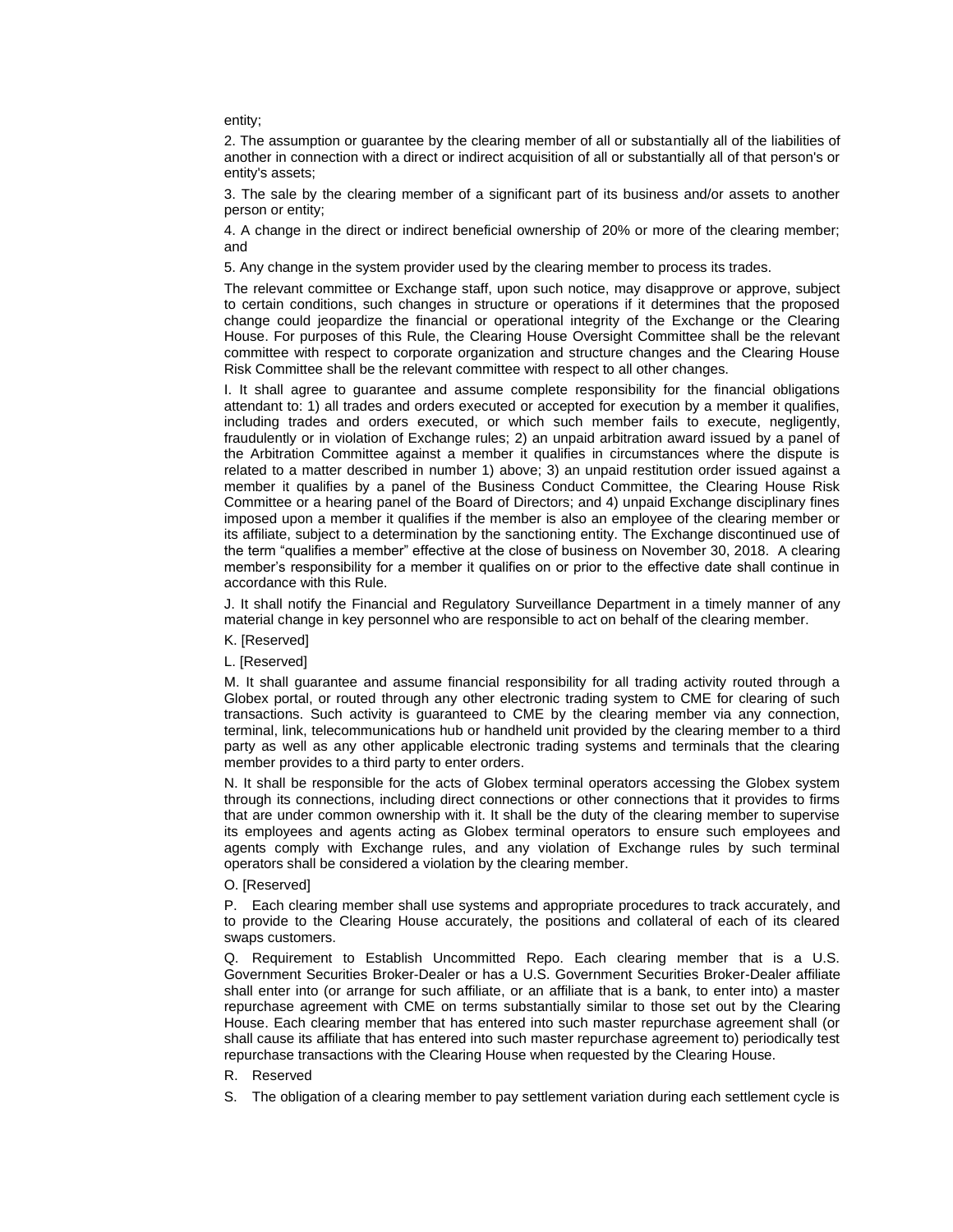entity;

2. The assumption or guarantee by the clearing member of all or substantially all of the liabilities of another in connection with a direct or indirect acquisition of all or substantially all of that person's or entity's assets;

3. The sale by the clearing member of a significant part of its business and/or assets to another person or entity;

4. A change in the direct or indirect beneficial ownership of 20% or more of the clearing member; and

5. Any change in the system provider used by the clearing member to process its trades.

The relevant committee or Exchange staff, upon such notice, may disapprove or approve, subject to certain conditions, such changes in structure or operations if it determines that the proposed change could jeopardize the financial or operational integrity of the Exchange or the Clearing House. For purposes of this Rule, the Clearing House Oversight Committee shall be the relevant committee with respect to corporate organization and structure changes and the Clearing House Risk Committee shall be the relevant committee with respect to all other changes.

I. It shall agree to guarantee and assume complete responsibility for the financial obligations attendant to: 1) all trades and orders executed or accepted for execution by a member it qualifies, including trades and orders executed, or which such member fails to execute, negligently, fraudulently or in violation of Exchange rules; 2) an unpaid arbitration award issued by a panel of the Arbitration Committee against a member it qualifies in circumstances where the dispute is related to a matter described in number 1) above; 3) an unpaid restitution order issued against a member it qualifies by a panel of the Business Conduct Committee, the Clearing House Risk Committee or a hearing panel of the Board of Directors; and 4) unpaid Exchange disciplinary fines imposed upon a member it qualifies if the member is also an employee of the clearing member or its affiliate, subject to a determination by the sanctioning entity. The Exchange discontinued use of the term "qualifies a member" effective at the close of business on November 30, 2018. A clearing member's responsibility for a member it qualifies on or prior to the effective date shall continue in accordance with this Rule.

J. It shall notify the Financial and Regulatory Surveillance Department in a timely manner of any material change in key personnel who are responsible to act on behalf of the clearing member.

K. [Reserved]

L. [Reserved]

M. It shall guarantee and assume financial responsibility for all trading activity routed through a Globex portal, or routed through any other electronic trading system to CME for clearing of such transactions. Such activity is guaranteed to CME by the clearing member via any connection, terminal, link, telecommunications hub or handheld unit provided by the clearing member to a third party as well as any other applicable electronic trading systems and terminals that the clearing member provides to a third party to enter orders.

N. It shall be responsible for the acts of Globex terminal operators accessing the Globex system through its connections, including direct connections or other connections that it provides to firms that are under common ownership with it. It shall be the duty of the clearing member to supervise its employees and agents acting as Globex terminal operators to ensure such employees and agents comply with Exchange rules, and any violation of Exchange rules by such terminal operators shall be considered a violation by the clearing member.

O. [Reserved]

P. Each clearing member shall use systems and appropriate procedures to track accurately, and to provide to the Clearing House accurately, the positions and collateral of each of its cleared swaps customers.

Q. Requirement to Establish Uncommitted Repo. Each clearing member that is a U.S. Government Securities Broker-Dealer or has a U.S. Government Securities Broker-Dealer affiliate shall enter into (or arrange for such affiliate, or an affiliate that is a bank, to enter into) a master repurchase agreement with CME on terms substantially similar to those set out by the Clearing House. Each clearing member that has entered into such master repurchase agreement shall (or shall cause its affiliate that has entered into such master repurchase agreement to) periodically test repurchase transactions with the Clearing House when requested by the Clearing House.

R. Reserved

S. The obligation of a clearing member to pay settlement variation during each settlement cycle is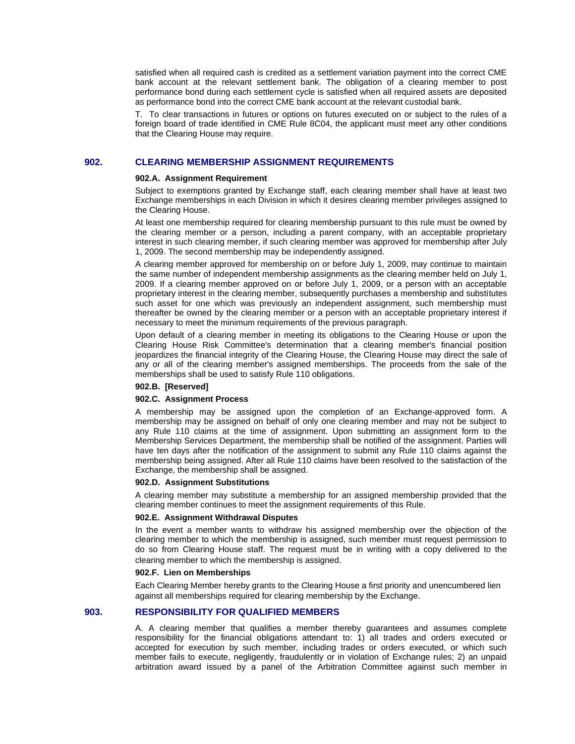satisfied when all required cash is credited as a settlement variation payment into the correct CME bank account at the relevant settlement bank. The obligation of a clearing member to post performance bond during each settlement cycle is satisfied when all required assets are deposited as performance bond into the correct CME bank account at the relevant custodial bank.

T. To clear transactions in futures or options on futures executed on or subject to the rules of a foreign board of trade identified in CME Rule 8C04, the applicant must meet any other conditions that the Clearing House may require.

## 902. CLEARING MEMBERSHIP ASSIGNMENT REQUIREMENTS

**902.A. Assignment Requirement**

Subject to exemptions granted by Exchange staff, each clearing member shall have at least two Exchange memberships in each Division in which it desires clearing member privileges assigned to the Clearing House.

At least one membership required for clearing membership pursuant to this rule must be owned by the clearing member or a person, including a parent company, with an acceptable proprietary interest in such clearing member, if such clearing member was approved for membership after July 1, 2009. The second membership may be independently assigned.

A clearing member approved for membership on or before July 1, 2009, may continue to maintain the same number of independent membership assignments as the clearing member held on July 1, 2009. If a clearing member approved on or before July 1, 2009, or a person with an acceptable proprietary interest in the clearing member, subsequently purchases a membership and substitutes such asset for one which was previously an independent assignment, such membership must thereafter be owned by the clearing member or a person with an acceptable proprietary interest if necessary to meet the minimum requirements of the previous paragraph.

Upon default of a clearing member in meeting its obligations to the Clearing House or upon the Clearing House Risk Committee's determination that a clearing member's financial position jeopardizes the financial integrity of the Clearing House, the Clearing House may direct the sale of any or all of the clearing member's assigned memberships. The proceeds from the sale of the memberships shall be used to satisfy Rule 110 obligations.

**902.B. [Reserved]**

**902.C. Assignment Process**

A membership may be assigned upon the completion of an Exchange-approved form. A membership may be assigned on behalf of only one clearing member and may not be subject to any Rule 110 claims at the time of assignment. Upon submitting an assignment form to the Membership Services Department, the membership shall be notified of the assignment. Parties will have ten days after the notification of the assignment to submit any Rule 110 claims against the membership being assigned. After all Rule 110 claims have been resolved to the satisfaction of the Exchange, the membership shall be assigned.

**902.D. Assignment Substitutions**

A clearing member may substitute a membership for an assigned membership provided that the clearing member continues to meet the assignment requirements of this Rule.

**902.E. Assignment Withdrawal Disputes**

In the event a member wants to withdraw his assigned membership over the objection of the clearing member to which the membership is assigned, such member must request permission to do so from Clearing House staff. The request must be in writing with a copy delivered to the clearing member to which the membership is assigned.

**902.F. Lien on Memberships**

Each Clearing Member hereby grants to the Clearing House a first priority and unencumbered lien against all memberships required for clearing membership by the Exchange.

## 903. RESPONSIBILITY FOR QUALIFIED MEMBERS

A. A clearing member that qualifies a member thereby guarantees and assumes complete responsibility for the financial obligations attendant to: 1) all trades and orders executed or accepted for execution by such member, including trades or orders executed, or which such member fails to execute, negligently, fraudulently or in violation of Exchange rules; 2) an unpaid arbitration award issued by a panel of the Arbitration Committee against such member in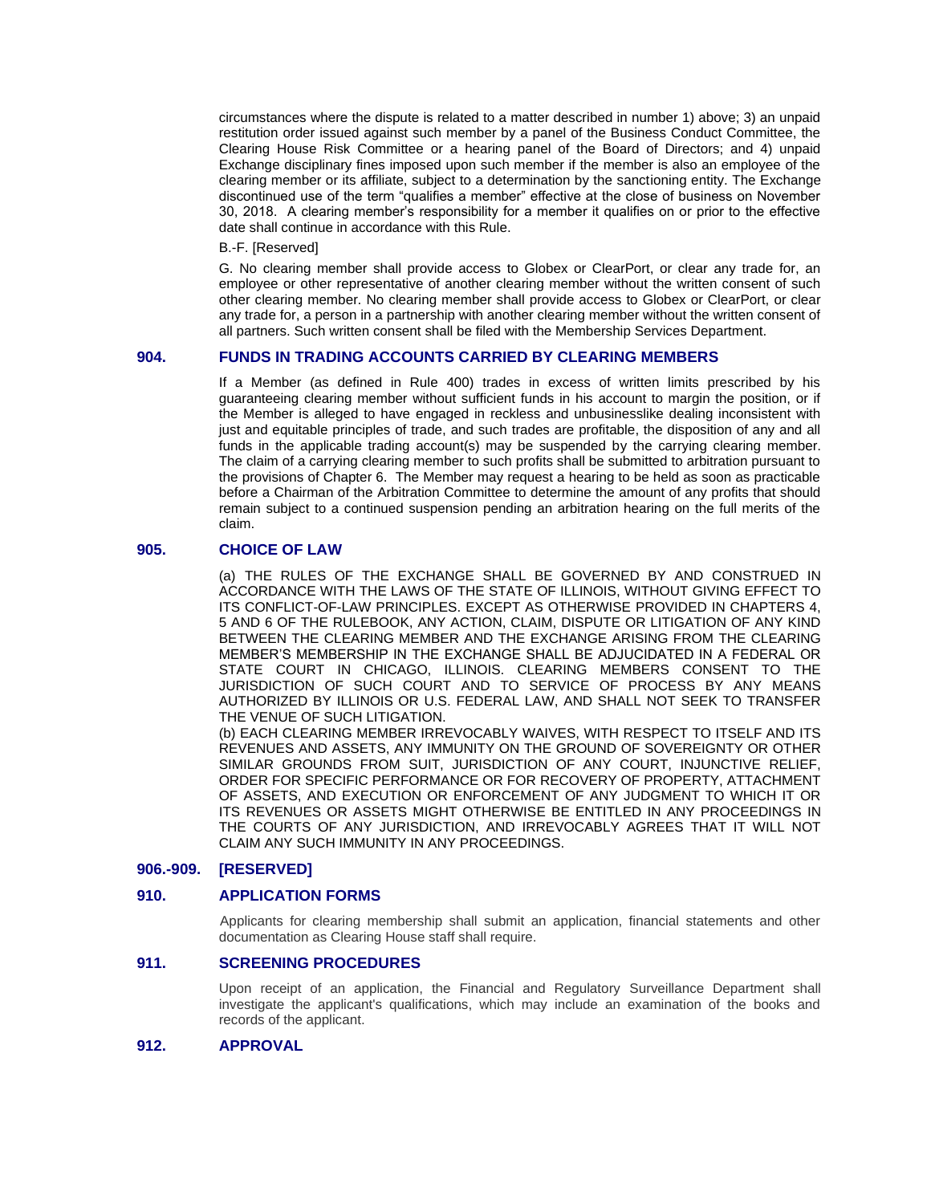circumstances where the dispute is related to a matter described in number 1) above; 3) an unpaid restitution order issued against such member by a panel of the Business Conduct Committee, the Clearing House Risk Committee or a hearing panel of the Board of Directors; and 4) unpaid Exchange disciplinary fines imposed upon such member if the member is also an employee of the clearing member or its affiliate, subject to a determination by the sanctioning entity. The Exchange discontinued use of the term "qualifies a member" effective at the close of business on November 30, 2018. A clearing member's responsibility for a member it qualifies on or prior to the effective date shall continue in accordance with this Rule.

B.-F. [Reserved]

G. No clearing member shall provide access to Globex or ClearPort, or clear any trade for, an employee or other representative of another clearing member without the written consent of such other clearing member. No clearing member shall provide access to Globex or ClearPort, or clear any trade for, a person in a partnership with another clearing member without the written consent of all partners. Such written consent shall be filed with the Membership Services Department.

## 904. FUNDS IN TRADING ACCOUNTS CARRIED BY CLEARING MEMBERS

If a Member (as defined in Rule 400) trades in excess of written limits prescribed by his guaranteeing clearing member without sufficient funds in his account to margin the position, or if the Member is alleged to have engaged in reckless and unbusinesslike dealing inconsistent with just and equitable principles of trade, and such trades are profitable, the disposition of any and all funds in the applicable trading account(s) may be suspended by the carrying clearing member. The claim of a carrying clearing member to such profits shall be submitted to arbitration pursuant to the provisions of Chapter 6. The Member may request a hearing to be held as soon as practicable before a Chairman of the Arbitration Committee to determine the amount of any profits that should remain subject to a continued suspension pending an arbitration hearing on the full merits of the claim.

## 905. CHOICE OF LAW

(a) THE RULES OF THE EXCHANGE SHALL BE GOVERNED BY AND CONSTRUED IN ACCORDANCE WITH THE LAWS OF THE STATE OF ILLINOIS, WITHOUT GIVING EFFECT TO ITS CONFLICT-OF-LAW PRINCIPLES. EXCEPT AS OTHERWISE PROVIDED IN CHAPTERS 4, 5 AND 6 OF THE RULEBOOK, ANY ACTION, CLAIM, DISPUTE OR LITIGATION OF ANY KIND BETWEEN THE CLEARING MEMBER AND THE EXCHANGE ARISING FROM THE CLEARING MEMBER'S MEMBERSHIP IN THE EXCHANGE SHALL BE ADJUDICATED IN A FEDERAL OR STATE COURT IN CHICAGO, ILLINOIS. CLEARING MEMBERS CONSENT TO THE JURISDICTION OF SUCH COURT AND TO SERVICE OF PROCESS BY ANY MEANS AUTHORIZED BY ILLINOIS OR U.S. FEDERAL LAW, AND SHALL NOT SEEK TO TRANSFER THE VENUE OF SUCH LITIGATION.

(b) EACH CLEARING MEMBER IRREVOCABLY WAIVES, WITH RESPECT TO ITSELF AND ITS REVENUES AND ASSETS, ANY IMMUNITY ON THE GROUND OF SOVEREIGNTY OR OTHER SIMILAR GROUNDS FROM SUIT, JURISDICTION OF ANY COURT, INJUNCTIVE RELIEF, ORDER FOR SPECIFIC PERFORMANCE OR FOR RECOVERY OF PROPERTY, ATTACHMENT OF ASSETS, AND EXECUTION OR ENFORCEMENT OF ANY JUDGMENT TO WHICH IT OR ITS REVENUES OR ASSETS MIGHT OTHERWISE BE ENTITLED IN ANY PROCEEDINGS IN THE COURTS OF ANY JURISDICTION, AND IRREVOCABLY AGREES THAT IT WILL NOT CLAIM ANY SUCH IMMUNITY IN ANY PROCEEDINGS.

## 906.-909. [RESERVED]

## 910. APPLICATION FORMS

Applicants for clearing membership shall submit an application, financial statements and other documentation as Clearing House staff shall require.

## 911. SCREENING PROCEDURES

Upon receipt of an application, the Financial and Regulatory Surveillance Department shall investigate the applicant's qualifications, which may include an examination of the books and records of the applicant.

## 912. APPROVAL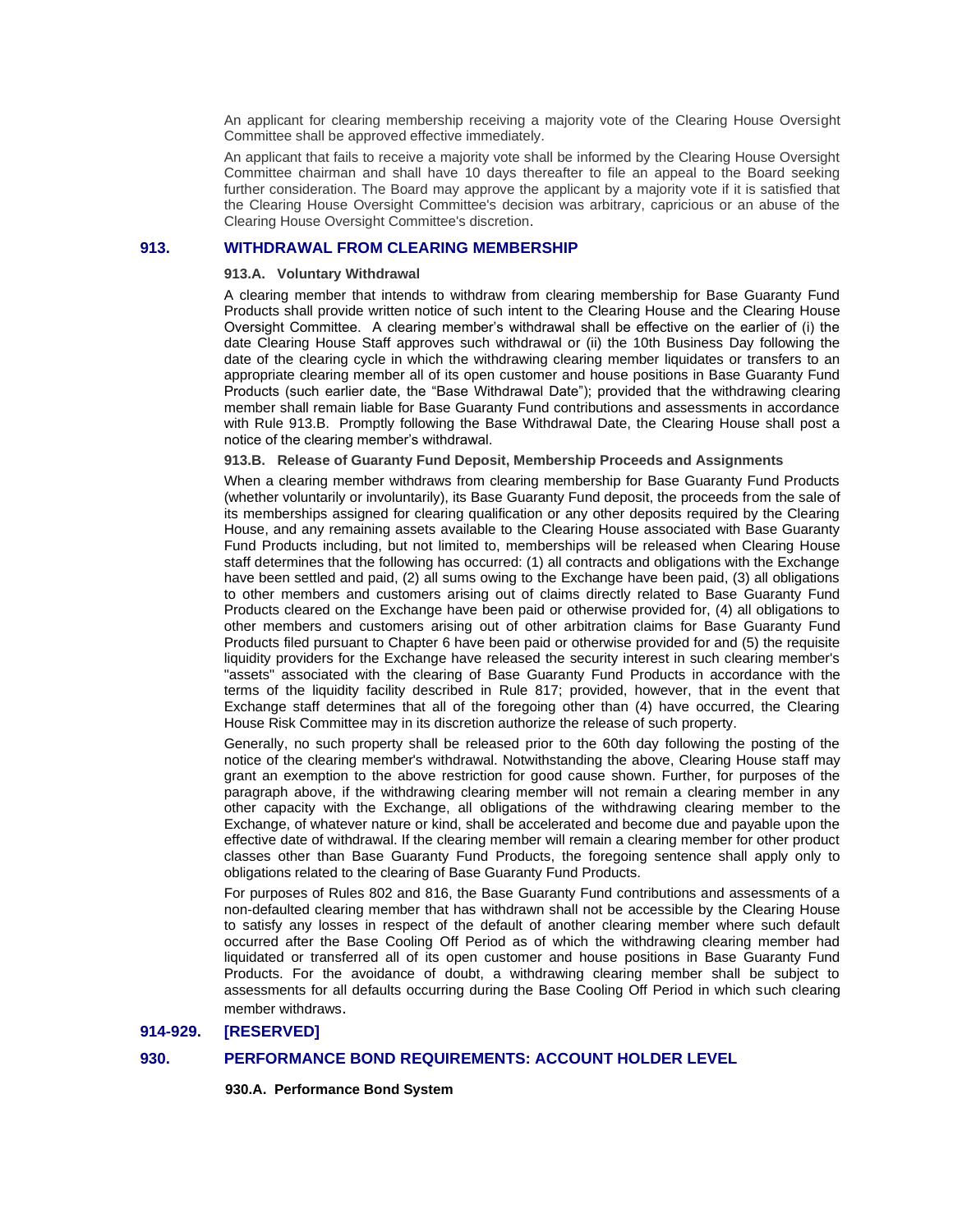An applicant for clearing membership receiving a majority vote of the Clearing House Oversight Committee shall be approved effective immediately.

An applicant that fails to receive a majority vote shall be informed by the Clearing House Oversight Committee chairman and shall have 10 days thereafter to file an appeal to the Board seeking further consideration. The Board may approve the applicant by a majority vote if it is satisfied that the Clearing House Oversight Committee's decision was arbitrary, capricious or an abuse of the Clearing House Oversight Committee's discretion.

## 913. WITHDRAWAL FROM CLEARING MEMBERSHIP

### 913.A. Voluntary Withdrawal

A clearing member that intends to withdraw from clearing membership for Base Guaranty Fund Products shall provide written notice of such intent to the Clearing House and the Clearing House Oversight Committee. A clearing member's withdrawal shall be effective on the earlier of (i) the date Clearing House Staff approves such withdrawal or (ii) the 10th Business Day following the date of the clearing cycle in which the withdrawing clearing member liquidates or transfers to an appropriate clearing member all of its open customer and house positions in Base Guaranty Fund Products (such earlier date, the "Base Withdrawal Date"); provided that the withdrawing clearing member shall remain liable for Base Guaranty Fund contributions and assessments in accordance with Rule 913.B. Promptly following the Base Withdrawal Date, the Clearing House shall post a notice of the clearing member's withdrawal.

### 913.B. Release of Guaranty Fund Deposit, Membership Proceeds and Assignments

When a clearing member withdraws from clearing membership for Base Guaranty Fund Products (whether voluntarily or involuntarily), its Base Guaranty Fund deposit, the proceeds from the sale of its memberships assigned for clearing qualification or any other deposits required by the Clearing House, and any remaining assets available to the Clearing House associated with Base Guaranty Fund Products including, but not limited to, memberships will be released when Clearing House staff determines that the following has occurred: (1) all contracts and obligations with the Exchange have been settled and paid, (2) all sums owing to the Exchange have been paid, (3) all obligations to other members and customers arising out of claims directly related to Base Guaranty Fund Products cleared on the Exchange have been paid or otherwise provided for, (4) all obligations to other members and customers arising out of other arbitration claims for Base Guaranty Fund Products filed pursuant to Chapter 6 have been paid or otherwise provided for and (5) the requisite liquidity providers for the Exchange have released the security interest in such clearing member's "assets" associated with the clearing of Base Guaranty Fund Products in accordance with the terms of the liquidity facility described in Rule 817; provided, however, that in the event that Exchange staff determines that all of the foregoing other than (4) have occurred, the Clearing House Risk Committee may in its discretion authorize the release of such property.

Generally, no such property shall be released prior to the 60th day following the posting of the notice of the clearing member's withdrawal. Notwithstanding the above, Clearing House staff may grant an exemption to the above restriction for good cause shown. Further, for purposes of the paragraph above, if the withdrawing clearing member will not remain a clearing member in any other capacity with the Exchange, all obligations of the withdrawing clearing member to the Exchange, of whatever nature or kind, shall be accelerated and become due and payable upon the effective date of withdrawal. If the clearing member will remain a clearing member for other product classes other than Base Guaranty Fund Products, the foregoing sentence shall apply only to obligations related to the clearing of Base Guaranty Fund Products.

For purposes of Rules 802 and 816, the Base Guaranty Fund contributions and assessments of a non-defaulted clearing member that has withdrawn shall not be accessible by the Clearing House to satisfy any losses in respect of the default of another clearing member where such default occurred after the Base Cooling Off Period as of which the withdrawing clearing member had liquidated or transferred all of its open customer and house positions in Base Guaranty Fund Products. For the avoidance of doubt, a withdrawing clearing member shall be subject to assessments for all defaults occurring during the Base Cooling Off Period in which such clearing member withdraws.

## 914-929. [RESERVED]

## 930. PERFORMANCE BOND REQUIREMENTS: ACCOUNT HOLDER LEVEL

### 930.A. Performance Bond System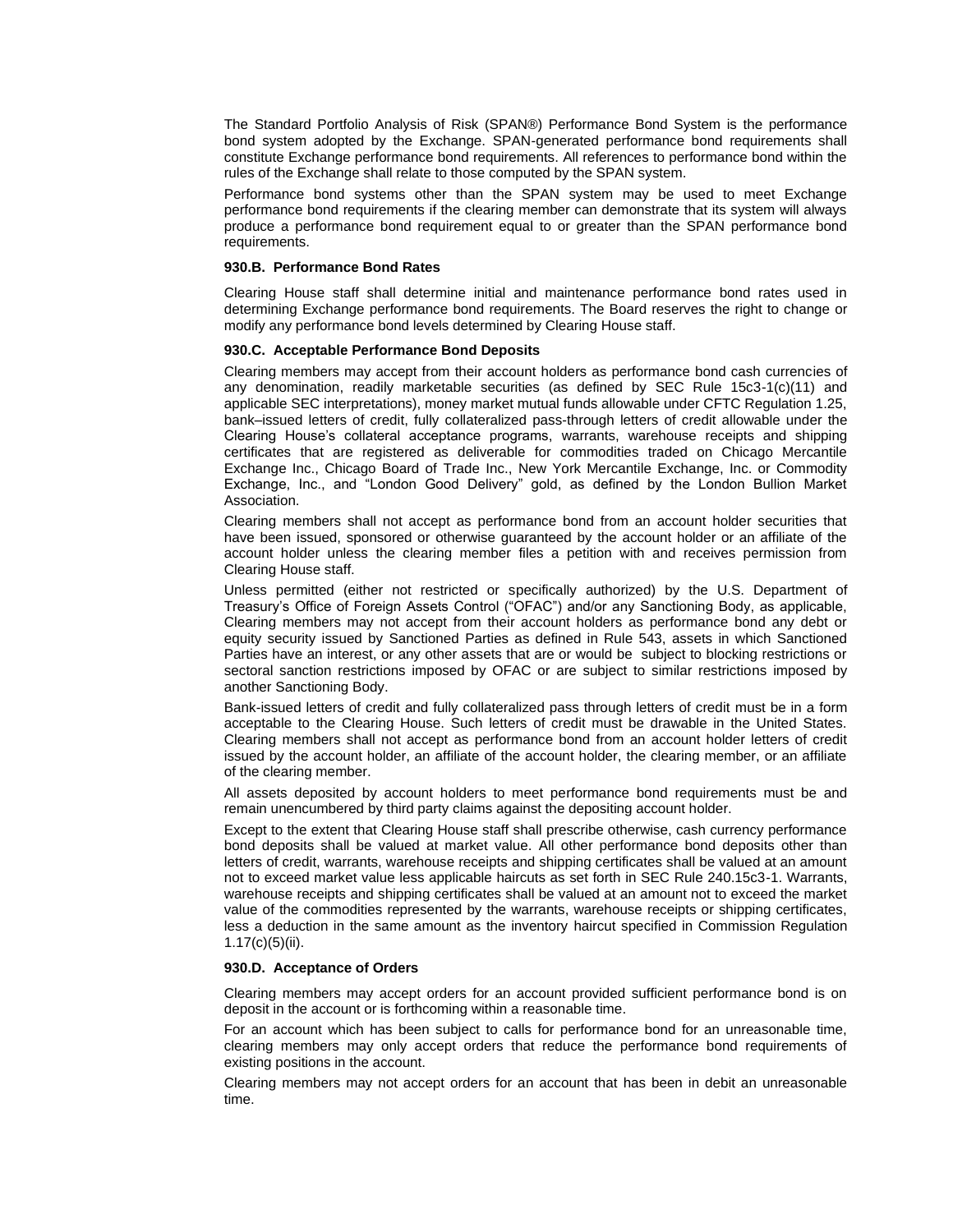The Standard Portfolio Analysis of Risk (SPAN®) Performance Bond System is the performance bond system adopted by the Exchange. SPAN-generated performance bond requirements shall constitute Exchange performance bond requirements. All references to performance bond within the rules of the Exchange shall relate to those computed by the SPAN system.

Performance bond systems other than the SPAN system may be used to meet Exchange performance bond requirements if the clearing member can demonstrate that its system will always produce a performance bond requirement equal to or greater than the SPAN performance bond requirements.

**930.B. Performance Bond Rates**

Clearing House staff shall determine initial and maintenance performance bond rates used in determining Exchange performance bond requirements. The Board reserves the right to change or modify any performance bond levels determined by Clearing House staff.

**930.C. Acceptable Performance Bond Deposits**

Clearing members may accept from their account holders as performance bond cash currencies of any denomination, readily marketable securities (as defined by SEC Rule 15c3-1(c)(11) and applicable SEC interpretations), money market mutual funds allowable under CFTC Regulation 1.25, bank–issued letters of credit, fully collateralized pass-through letters of credit allowable under the Clearing House's collateral acceptance programs, warrants, warehouse receipts and shipping certificates that are registered as deliverable for commodities traded on Chicago Mercantile Exchange Inc., Chicago Board of Trade Inc., New York Mercantile Exchange, Inc. or Commodity Exchange, Inc., and "London Good Delivery" gold, as defined by the London Bullion Market Association.

Clearing members shall not accept as performance bond from an account holder securities that have been issued, sponsored or otherwise guaranteed by the account holder or an affiliate of the account holder unless the clearing member files a petition with and receives permission from Clearing House staff.

Unless permitted (either not restricted or specifically authorized) by the U.S. Department of Treasury's Office of Foreign Assets Control ("OFAC") and/or any Sanctioning Body, as applicable, Clearing members may not accept from their account holders as performance bond any debt or equity security issued by Sanctioned Parties as defined in Rule 543, assets in which Sanctioned Parties have an interest, or any other assets that are or would be subject to blocking restrictions or sectoral sanction restrictions imposed by OFAC or are subject to similar restrictions imposed by another Sanctioning Body.

Bank-issued letters of credit and fully collateralized pass through letters of credit must be in a form acceptable to the Clearing House. Such letters of credit must be drawable in the United States. Clearing members shall not accept as performance bond from an account holder letters of credit issued by the account holder, an affiliate of the account holder, the clearing member, or an affiliate of the clearing member.

All assets deposited by account holders to meet performance bond requirements must be and remain unencumbered by third party claims against the depositing account holder.

Except to the extent that Clearing House staff shall prescribe otherwise, cash currency performance bond deposits shall be valued at market value. All other performance bond deposits other than letters of credit, warrants, warehouse receipts and shipping certificates shall be valued at an amount not to exceed market value less applicable haircuts as set forth in SEC Rule 240.15c3-1. Warrants, warehouse receipts and shipping certificates shall be valued at an amount not to exceed the market value of the commodities represented by the warrants, warehouse receipts or shipping certificates, less a deduction in the same amount as the inventory haircut specified in Commission Regulation 1.17(c)(5)(ii).

**930.D. Acceptance of Orders**

Clearing members may accept orders for an account provided sufficient performance bond is on deposit in the account or is forthcoming within a reasonable time.

For an account which has been subject to calls for performance bond for an unreasonable time, clearing members may only accept orders that reduce the performance bond requirements of existing positions in the account.

Clearing members may not accept orders for an account that has been in debit an unreasonable time.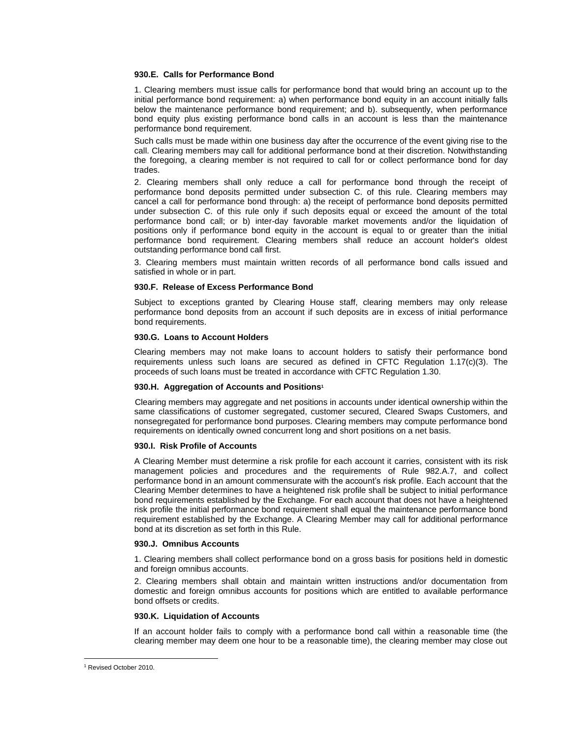**930.E. Calls for Performance Bond**

1. Clearing members must issue calls for performance bond that would bring an account up to the initial performance bond requirement: a) when performance bond equity in an account initially falls below the maintenance performance bond requirement; and b). subsequently, when performance bond equity plus existing performance bond calls in an account is less than the maintenance performance bond requirement.

Such calls must be made within one business day after the occurrence of the event giving rise to the call. Clearing members may call for additional performance bond at their discretion. Notwithstanding the foregoing, a clearing member is not required to call for or collect performance bond for day trades.

2. Clearing members shall only reduce a call for performance bond through the receipt of performance bond deposits permitted under subsection C. of this rule. Clearing members may cancel a call for performance bond through: a) the receipt of performance bond deposits permitted under subsection C. of this rule only if such deposits equal or exceed the amount of the total performance bond call; or b) inter-day favorable market movements and/or the liquidation of positions only if performance bond equity in the account is equal to or greater than the initial performance bond requirement. Clearing members shall reduce an account holder's oldest outstanding performance bond call first.

3. Clearing members must maintain written records of all performance bond calls issued and satisfied in whole or in part.

**930.F. Release of Excess Performance Bond**

Subject to exceptions granted by Clearing House staff, clearing members may only release performance bond deposits from an account if such deposits are in excess of initial performance bond requirements.

**930.G. Loans to Account Holders**

Clearing members may not make loans to account holders to satisfy their performance bond requirements unless such loans are secured as defined in CFTC Regulation 1.17(c)(3). The proceeds of such loans must be treated in accordance with CFTC Regulation 1.30.

**930.H. Aggregation of Accounts and Positions[1]**

Clearing members may aggregate and net positions in accounts under identical ownership within the same classifications of customer segregated, customer secured, Cleared Swaps Customers, and nonsegregated for performance bond purposes. Clearing members may compute performance bond requirements on identically owned concurrent long and short positions on a net basis.

**930.I. Risk Profile of Accounts**

A Clearing Member must determine a risk profile for each account it carries, consistent with its risk management policies and procedures and the requirements of Rule 982.A.7, and collect performance bond in an amount commensurate with the account's risk profile. Each account that the Clearing Member determines to have a heightened risk profile shall be subject to initial performance bond requirements established by the Exchange. For each account that does not have a heightened risk profile the initial performance bond requirement shall equal the maintenance performance bond requirement established by the Exchange. A Clearing Member may call for additional performance bond at its discretion as set forth in this Rule.

**930.J. Omnibus Accounts**

1. Clearing members shall collect performance bond on a gross basis for positions held in domestic and foreign omnibus accounts.

2. Clearing members shall obtain and maintain written instructions and/or documentation from domestic and foreign omnibus accounts for positions which are entitled to available performance bond offsets or credits.

**930.K. Liquidation of Accounts**

If an account holder fails to comply with a performance bond call within a reasonable time (the clearing member may deem one hour to be a reasonable time), the clearing member may close out

---

[1] Revised October 2010.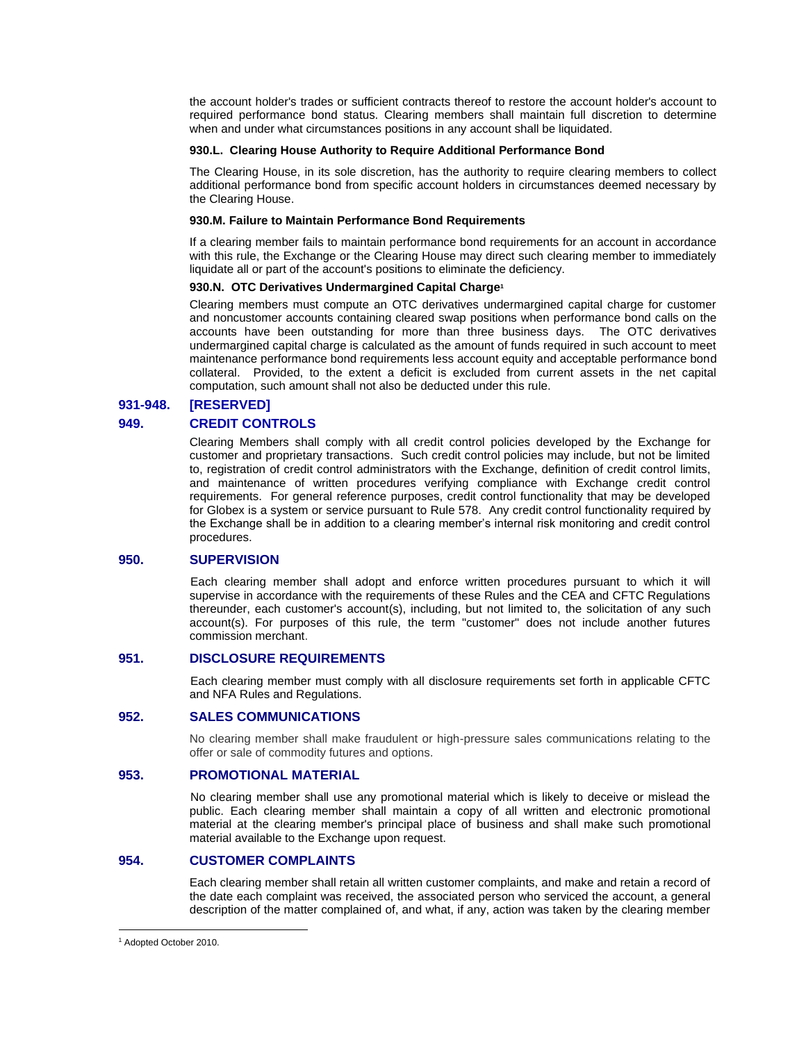the account holder's trades or sufficient contracts thereof to restore the account holder's account to required performance bond status. Clearing members shall maintain full discretion to determine when and under what circumstances positions in any account shall be liquidated.

**930.L. Clearing House Authority to Require Additional Performance Bond**

The Clearing House, in its sole discretion, has the authority to require clearing members to collect additional performance bond from specific account holders in circumstances deemed necessary by the Clearing House.

**930.M. Failure to Maintain Performance Bond Requirements**

If a clearing member fails to maintain performance bond requirements for an account in accordance with this rule, the Exchange or the Clearing House may direct such clearing member to immediately liquidate all or part of the account's positions to eliminate the deficiency.

**930.N. OTC Derivatives Undermargined Capital Charge**[1]

Clearing members must compute an OTC derivatives undermargined capital charge for customer and noncustomer accounts containing cleared swap positions when performance bond calls on the accounts have been outstanding for more than three business days. The OTC derivatives undermargined capital charge is calculated as the amount of funds required in such account to meet maintenance performance bond requirements less account equity and acceptable performance bond collateral. Provided, to the extent a deficit is excluded from current assets in the net capital computation, such amount shall not also be deducted under this rule.

## 931-948. [RESERVED]

## 949. CREDIT CONTROLS

Clearing Members shall comply with all credit control policies developed by the Exchange for customer and proprietary transactions. Such credit control policies may include, but not be limited to, registration of credit control administrators with the Exchange, definition of credit control limits, and maintenance of written procedures verifying compliance with Exchange credit control requirements. For general reference purposes, credit control functionality that may be developed for Globex is a system or service pursuant to Rule 578. Any credit control functionality required by the Exchange shall be in addition to a clearing member's internal risk monitoring and credit control procedures.

## 950. SUPERVISION

Each clearing member shall adopt and enforce written procedures pursuant to which it will supervise in accordance with the requirements of these Rules and the CEA and CFTC Regulations thereunder, each customer's account(s), including, but not limited to, the solicitation of any such account(s). For purposes of this rule, the term "customer" does not include another futures commission merchant.

## 951. DISCLOSURE REQUIREMENTS

Each clearing member must comply with all disclosure requirements set forth in applicable CFTC and NFA Rules and Regulations.

## 952. SALES COMMUNICATIONS

No clearing member shall make fraudulent or high-pressure sales communications relating to the offer or sale of commodity futures and options.

## 953. PROMOTIONAL MATERIAL

No clearing member shall use any promotional material which is likely to deceive or mislead the public. Each clearing member shall maintain a copy of all written and electronic promotional material at the clearing member's principal place of business and shall make such promotional material available to the Exchange upon request.

## 954. CUSTOMER COMPLAINTS

Each clearing member shall retain all written customer complaints, and make and retain a record of the date each complaint was received, the associated person who serviced the account, a general description of the matter complained of, and what, if any, action was taken by the clearing member

---

[1] Adopted October 2010.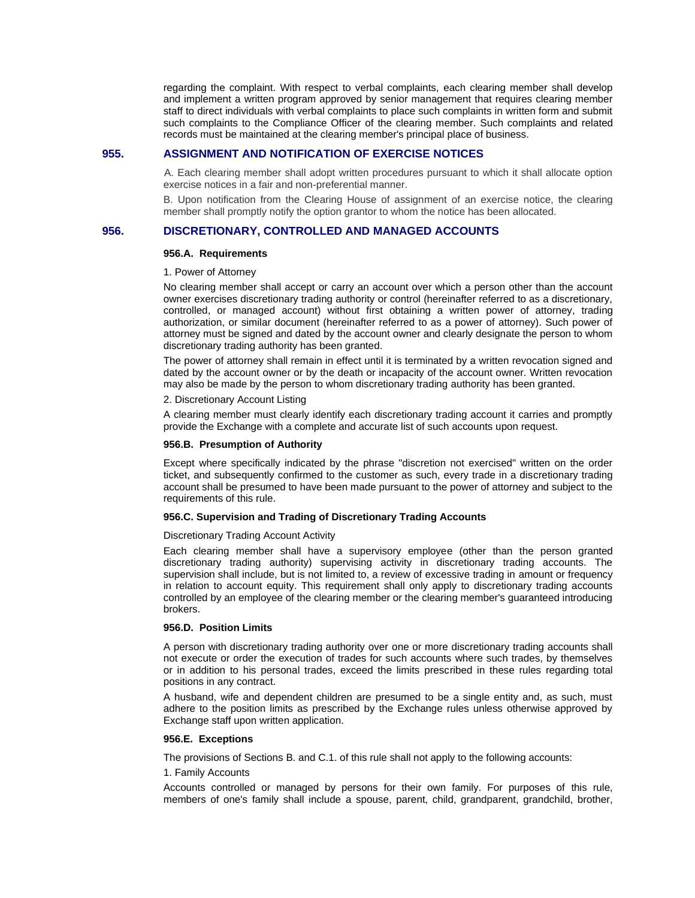regarding the complaint. With respect to verbal complaints, each clearing member shall develop and implement a written program approved by senior management that requires clearing member staff to direct individuals with verbal complaints to place such complaints in written form and submit such complaints to the Compliance Officer of the clearing member. Such complaints and related records must be maintained at the clearing member's principal place of business.

## 955. ASSIGNMENT AND NOTIFICATION OF EXERCISE NOTICES

A. Each clearing member shall adopt written procedures pursuant to which it shall allocate option exercise notices in a fair and non-preferential manner.

B. Upon notification from the Clearing House of assignment of an exercise notice, the clearing member shall promptly notify the option grantor to whom the notice has been allocated.

## 956. DISCRETIONARY, CONTROLLED AND MANAGED ACCOUNTS

### 956.A. Requirements

1. Power of Attorney

No clearing member shall accept or carry an account over which a person other than the account owner exercises discretionary trading authority or control (hereinafter referred to as a discretionary, controlled, or managed account) without first obtaining a written power of attorney, trading authorization, or similar document (hereinafter referred to as a power of attorney). Such power of attorney must be signed and dated by the account owner and clearly designate the person to whom discretionary trading authority has been granted.

The power of attorney shall remain in effect until it is terminated by a written revocation signed and dated by the account owner or by the death or incapacity of the account owner. Written revocation may also be made by the person to whom discretionary trading authority has been granted.

2. Discretionary Account Listing

A clearing member must clearly identify each discretionary trading account it carries and promptly provide the Exchange with a complete and accurate list of such accounts upon request.

### 956.B. Presumption of Authority

Except where specifically indicated by the phrase "discretion not exercised" written on the order ticket, and subsequently confirmed to the customer as such, every trade in a discretionary trading account shall be presumed to have been made pursuant to the power of attorney and subject to the requirements of this rule.

### 956.C. Supervision and Trading of Discretionary Trading Accounts

Discretionary Trading Account Activity

Each clearing member shall have a supervisory employee (other than the person granted discretionary trading authority) supervising activity in discretionary trading accounts. The supervision shall include, but is not limited to, a review of excessive trading in amount or frequency in relation to account equity. This requirement shall only apply to discretionary trading accounts controlled by an employee of the clearing member or the clearing member's guaranteed introducing brokers.

### 956.D. Position Limits

A person with discretionary trading authority over one or more discretionary trading accounts shall not execute or order the execution of trades for such accounts where such trades, by themselves or in addition to his personal trades, exceed the limits prescribed in these rules regarding total positions in any contract.

A husband, wife and dependent children are presumed to be a single entity and, as such, must adhere to the position limits as prescribed by the Exchange rules unless otherwise approved by Exchange staff upon written application.

### 956.E. Exceptions

The provisions of Sections B. and C.1. of this rule shall not apply to the following accounts:

1. Family Accounts

Accounts controlled or managed by persons for their own family. For purposes of this rule, members of one's family shall include a spouse, parent, child, grandparent, grandchild, brother,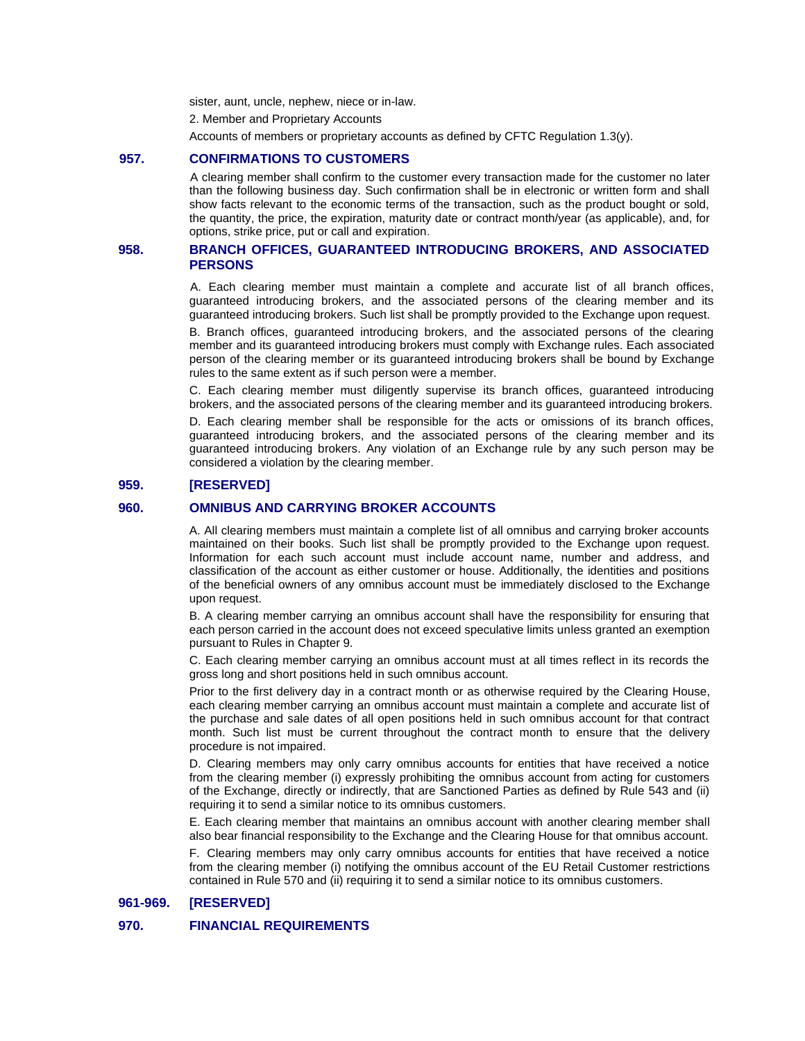sister, aunt, uncle, nephew, niece or in-law.

2. Member and Proprietary Accounts

Accounts of members or proprietary accounts as defined by CFTC Regulation 1.3(y).

## 957. CONFIRMATIONS TO CUSTOMERS

A clearing member shall confirm to the customer every transaction made for the customer no later than the following business day. Such confirmation shall be in electronic or written form and shall show facts relevant to the economic terms of the transaction, such as the product bought or sold, the quantity, the price, the expiration, maturity date or contract month/year (as applicable), and, for options, strike price, put or call and expiration.

## 958. BRANCH OFFICES, GUARANTEED INTRODUCING BROKERS, AND ASSOCIATED PERSONS

A. Each clearing member must maintain a complete and accurate list of all branch offices, guaranteed introducing brokers, and the associated persons of the clearing member and its guaranteed introducing brokers. Such list shall be promptly provided to the Exchange upon request.

B. Branch offices, guaranteed introducing brokers, and the associated persons of the clearing member and its guaranteed introducing brokers must comply with Exchange rules. Each associated person of the clearing member or its guaranteed introducing brokers shall be bound by Exchange rules to the same extent as if such person were a member.

C. Each clearing member must diligently supervise its branch offices, guaranteed introducing brokers, and the associated persons of the clearing member and its guaranteed introducing brokers.

D. Each clearing member shall be responsible for the acts or omissions of its branch offices, guaranteed introducing brokers, and the associated persons of the clearing member and its guaranteed introducing brokers. Any violation of an Exchange rule by any such person may be considered a violation by the clearing member.

## 959. [RESERVED]

## 960. OMNIBUS AND CARRYING BROKER ACCOUNTS

A. All clearing members must maintain a complete list of all omnibus and carrying broker accounts maintained on their books. Such list shall be promptly provided to the Exchange upon request. Information for each such account must include account name, number and address, and classification of the account as either customer or house. Additionally, the identities and positions of the beneficial owners of any omnibus account must be immediately disclosed to the Exchange upon request.

B. A clearing member carrying an omnibus account shall have the responsibility for ensuring that each person carried in the account does not exceed speculative limits unless granted an exemption pursuant to Rules in Chapter 9.

C. Each clearing member carrying an omnibus account must at all times reflect in its records the gross long and short positions held in such omnibus account.

Prior to the first delivery day in a contract month or as otherwise required by the Clearing House, each clearing member carrying an omnibus account must maintain a complete and accurate list of the purchase and sale dates of all open positions held in such omnibus account for that contract month. Such list must be current throughout the contract month to ensure that the delivery procedure is not impaired.

D. Clearing members may only carry omnibus accounts for entities that have received a notice from the clearing member (i) expressly prohibiting the omnibus account from acting for customers of the Exchange, directly or indirectly, that are Sanctioned Parties as defined by Rule 543 and (ii) requiring it to send a similar notice to its omnibus customers.

E. Each clearing member that maintains an omnibus account with another clearing member shall also bear financial responsibility to the Exchange and the Clearing House for that omnibus account.

F. Clearing members may only carry omnibus accounts for entities that have received a notice from the clearing member (i) notifying the omnibus account of the EU Retail Customer restrictions contained in Rule 570 and (ii) requiring it to send a similar notice to its omnibus customers.

## 961-969. [RESERVED]

## 970. FINANCIAL REQUIREMENTS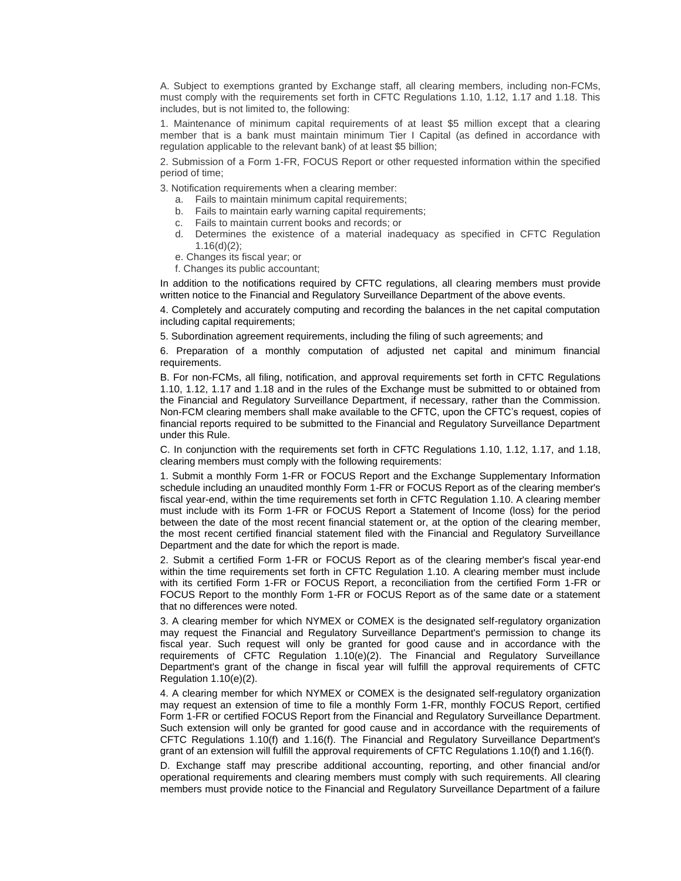A. Subject to exemptions granted by Exchange staff, all clearing members, including non-FCMs, must comply with the requirements set forth in CFTC Regulations 1.10, 1.12, 1.17 and 1.18. This includes, but is not limited to, the following:

1. Maintenance of minimum capital requirements of at least $5 million except that a clearing member that is a bank must maintain minimum Tier I Capital (as defined in accordance with regulation applicable to the relevant bank) of at least $5 billion;

2. Submission of a Form 1-FR, FOCUS Report or other requested information within the specified period of time;

3. Notification requirements when a clearing member:

   a. Fails to maintain minimum capital requirements;
   b. Fails to maintain early warning capital requirements;
   c. Fails to maintain current books and records; or
   d. Determines the existence of a material inadequacy as specified in CFTC Regulation 1.16(d)(2);
   e. Changes its fiscal year; or
   f. Changes its public accountant;

In addition to the notifications required by CFTC regulations, all clearing members must provide written notice to the Financial and Regulatory Surveillance Department of the above events.

4. Completely and accurately computing and recording the balances in the net capital computation including capital requirements;

5. Subordination agreement requirements, including the filing of such agreements; and

6. Preparation of a monthly computation of adjusted net capital and minimum financial requirements.

B. For non-FCMs, all filing, notification, and approval requirements set forth in CFTC Regulations 1.10, 1.12, 1.17 and 1.18 and in the rules of the Exchange must be submitted to or obtained from the Financial and Regulatory Surveillance Department, if necessary, rather than the Commission. Non-FCM clearing members shall make available to the CFTC, upon the CFTC's request, copies of financial reports required to be submitted to the Financial and Regulatory Surveillance Department under this Rule.

C. In conjunction with the requirements set forth in CFTC Regulations 1.10, 1.12, 1.17, and 1.18, clearing members must comply with the following requirements:

1. Submit a monthly Form 1-FR or FOCUS Report and the Exchange Supplementary Information schedule including an unaudited monthly Form 1-FR or FOCUS Report as of the clearing member's fiscal year-end, within the time requirements set forth in CFTC Regulation 1.10. A clearing member must include with its Form 1-FR or FOCUS Report a Statement of Income (loss) for the period between the date of the most recent financial statement or, at the option of the clearing member, the most recent certified financial statement filed with the Financial and Regulatory Surveillance Department and the date for which the report is made.

2. Submit a certified Form 1-FR or FOCUS Report as of the clearing member's fiscal year-end within the time requirements set forth in CFTC Regulation 1.10. A clearing member must include with its certified Form 1-FR or FOCUS Report, a reconciliation from the certified Form 1-FR or FOCUS Report to the monthly Form 1-FR or FOCUS Report as of the same date or a statement that no differences were noted.

3. A clearing member for which NYMEX or COMEX is the designated self-regulatory organization may request the Financial and Regulatory Surveillance Department's permission to change its fiscal year. Such request will only be granted for good cause and in accordance with the requirements of CFTC Regulation 1.10(e)(2). The Financial and Regulatory Surveillance Department's grant of the change in fiscal year will fulfill the approval requirements of CFTC Regulation 1.10(e)(2).

4. A clearing member for which NYMEX or COMEX is the designated self-regulatory organization may request an extension of time to file a monthly Form 1-FR, monthly FOCUS Report, certified Form 1-FR or certified FOCUS Report from the Financial and Regulatory Surveillance Department. Such extension will only be granted for good cause and in accordance with the requirements of CFTC Regulations 1.10(f) and 1.16(f). The Financial and Regulatory Surveillance Department's grant of an extension will fulfill the approval requirements of CFTC Regulations 1.10(f) and 1.16(f).

D. Exchange staff may prescribe additional accounting, reporting, and other financial and/or operational requirements and clearing members must comply with such requirements. All clearing members must provide notice to the Financial and Regulatory Surveillance Department of a failure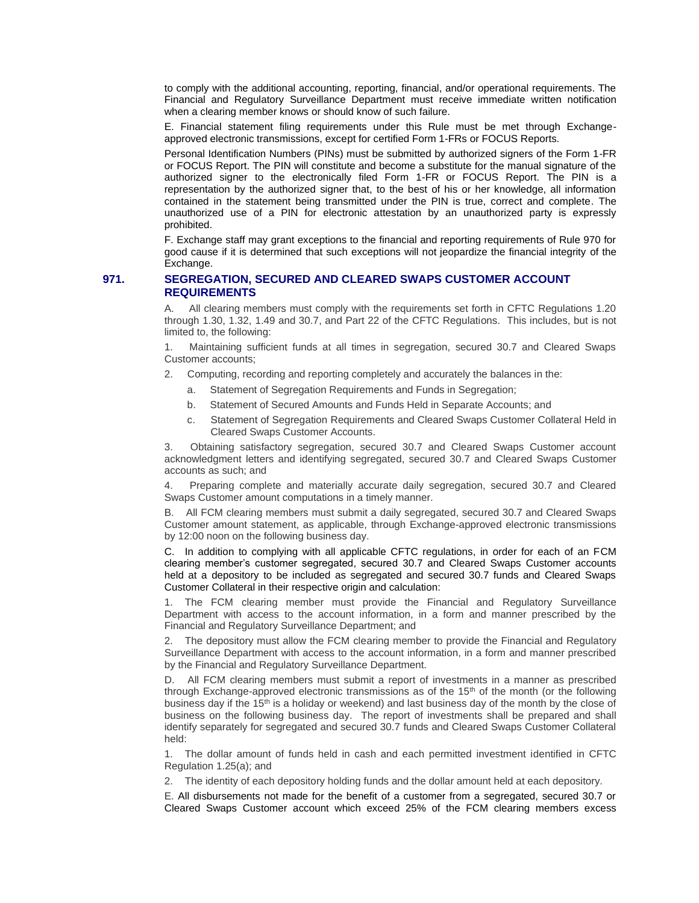to comply with the additional accounting, reporting, financial, and/or operational requirements. The Financial and Regulatory Surveillance Department must receive immediate written notification when a clearing member knows or should know of such failure.

E. Financial statement filing requirements under this Rule must be met through Exchange-approved electronic transmissions, except for certified Form 1-FRs or FOCUS Reports.

Personal Identification Numbers (PINs) must be submitted by authorized signers of the Form 1-FR or FOCUS Report. The PIN will constitute and become a substitute for the manual signature of the authorized signer to the electronically filed Form 1-FR or FOCUS Report. The PIN is a representation by the authorized signer that, to the best of his or her knowledge, all information contained in the statement being transmitted under the PIN is true, correct and complete. The unauthorized use of a PIN for electronic attestation by an unauthorized party is expressly prohibited.

F. Exchange staff may grant exceptions to the financial and reporting requirements of Rule 970 for good cause if it is determined that such exceptions will not jeopardize the financial integrity of the Exchange.

### 971. SEGREGATION, SECURED AND CLEARED SWAPS CUSTOMER ACCOUNT REQUIREMENTS

A. All clearing members must comply with the requirements set forth in CFTC Regulations 1.20 through 1.30, 1.32, 1.49 and 30.7, and Part 22 of the CFTC Regulations. This includes, but is not limited to, the following:

1. Maintaining sufficient funds at all times in segregation, secured 30.7 and Cleared Swaps Customer accounts;

2. Computing, recording and reporting completely and accurately the balances in the:

   a. Statement of Segregation Requirements and Funds in Segregation;

   b. Statement of Secured Amounts and Funds Held in Separate Accounts; and

   c. Statement of Segregation Requirements and Cleared Swaps Customer Collateral Held in Cleared Swaps Customer Accounts.

3. Obtaining satisfactory segregation, secured 30.7 and Cleared Swaps Customer account acknowledgment letters and identifying segregated, secured 30.7 and Cleared Swaps Customer accounts as such; and

4. Preparing complete and materially accurate daily segregation, secured 30.7 and Cleared Swaps Customer amount computations in a timely manner.

B. All FCM clearing members must submit a daily segregated, secured 30.7 and Cleared Swaps Customer amount statement, as applicable, through Exchange-approved electronic transmissions by 12:00 noon on the following business day.

C. In addition to complying with all applicable CFTC regulations, in order for each of an FCM clearing member's customer segregated, secured 30.7 and Cleared Swaps Customer accounts held at a depository to be included as segregated and secured 30.7 funds and Cleared Swaps Customer Collateral in their respective origin and calculation:

1. The FCM clearing member must provide the Financial and Regulatory Surveillance Department with access to the account information, in a form and manner prescribed by the Financial and Regulatory Surveillance Department; and

2. The depository must allow the FCM clearing member to provide the Financial and Regulatory Surveillance Department with access to the account information, in a form and manner prescribed by the Financial and Regulatory Surveillance Department.

D. All FCM clearing members must submit a report of investments in a manner as prescribed through Exchange-approved electronic transmissions as of the 15th of the month (or the following business day if the 15th is a holiday or weekend) and last business day of the month by the close of business on the following business day. The report of investments shall be prepared and shall identify separately for segregated and secured 30.7 funds and Cleared Swaps Customer Collateral held:

1. The dollar amount of funds held in cash and each permitted investment identified in CFTC Regulation 1.25(a); and

2. The identity of each depository holding funds and the dollar amount held at each depository.

E. All disbursements not made for the benefit of a customer from a segregated, secured 30.7 or Cleared Swaps Customer account which exceed 25% of the FCM clearing members excess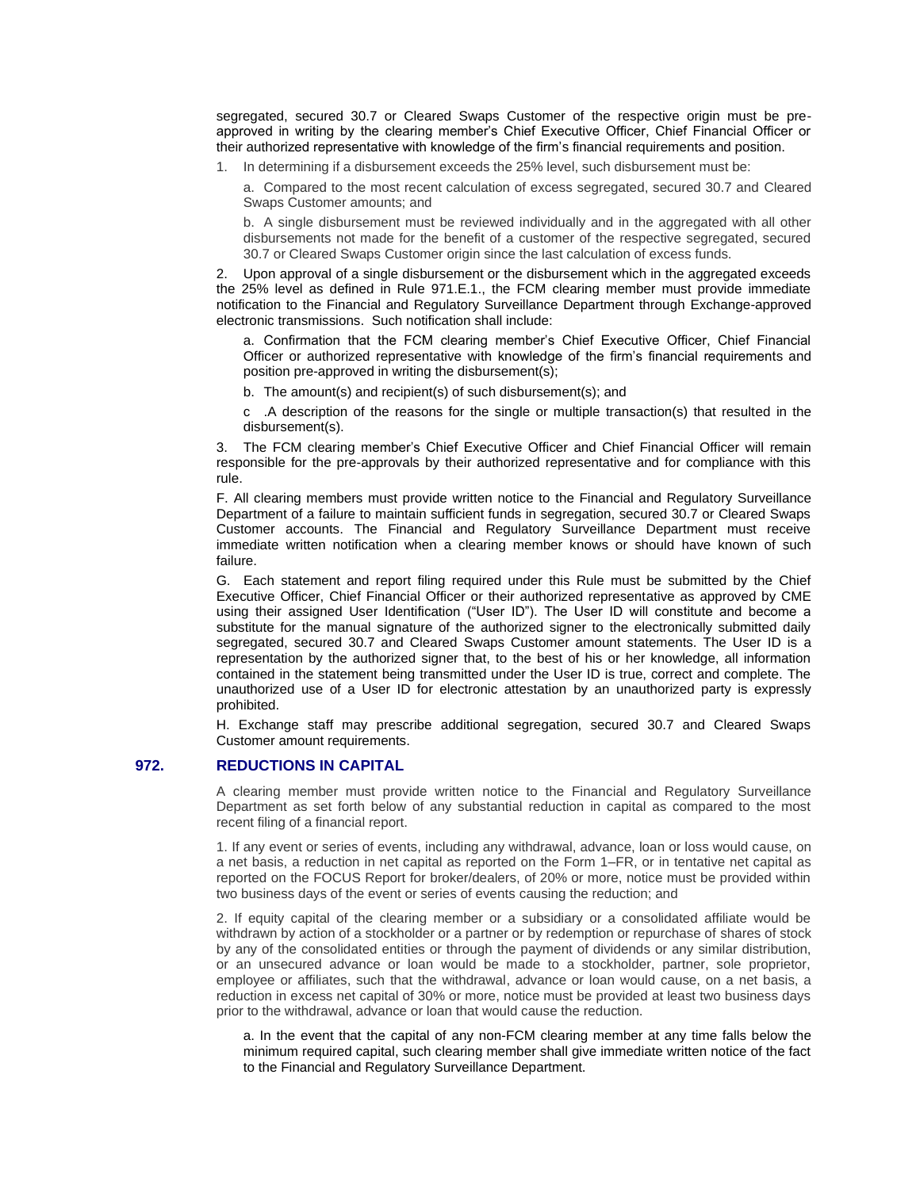segregated, secured 30.7 or Cleared Swaps Customer of the respective origin must be pre-approved in writing by the clearing member's Chief Executive Officer, Chief Financial Officer or their authorized representative with knowledge of the firm's financial requirements and position.

1. In determining if a disbursement exceeds the 25% level, such disbursement must be:

   a. Compared to the most recent calculation of excess segregated, secured 30.7 and Cleared Swaps Customer amounts; and

   b. A single disbursement must be reviewed individually and in the aggregated with all other disbursements not made for the benefit of a customer of the respective segregated, secured 30.7 or Cleared Swaps Customer origin since the last calculation of excess funds.

2. Upon approval of a single disbursement or the disbursement which in the aggregated exceeds the 25% level as defined in Rule 971.E.1., the FCM clearing member must provide immediate notification to the Financial and Regulatory Surveillance Department through Exchange-approved electronic transmissions. Such notification shall include:

   a. Confirmation that the FCM clearing member's Chief Executive Officer, Chief Financial Officer or authorized representative with knowledge of the firm's financial requirements and position pre-approved in writing the disbursement(s);

   b. The amount(s) and recipient(s) of such disbursement(s); and

   c .A description of the reasons for the single or multiple transaction(s) that resulted in the disbursement(s).

3. The FCM clearing member's Chief Executive Officer and Chief Financial Officer will remain responsible for the pre-approvals by their authorized representative and for compliance with this rule.

F. All clearing members must provide written notice to the Financial and Regulatory Surveillance Department of a failure to maintain sufficient funds in segregation, secured 30.7 or Cleared Swaps Customer accounts. The Financial and Regulatory Surveillance Department must receive immediate written notification when a clearing member knows or should have known of such failure.

G. Each statement and report filing required under this Rule must be submitted by the Chief Executive Officer, Chief Financial Officer or their authorized representative as approved by CME using their assigned User Identification ("User ID"). The User ID will constitute and become a substitute for the manual signature of the authorized signer to the electronically submitted daily segregated, secured 30.7 and Cleared Swaps Customer amount statements. The User ID is a representation by the authorized signer that, to the best of his or her knowledge, all information contained in the statement being transmitted under the User ID is true, correct and complete. The unauthorized use of a User ID for electronic attestation by an unauthorized party is expressly prohibited.

H. Exchange staff may prescribe additional segregation, secured 30.7 and Cleared Swaps Customer amount requirements.

## 972. REDUCTIONS IN CAPITAL

A clearing member must provide written notice to the Financial and Regulatory Surveillance Department as set forth below of any substantial reduction in capital as compared to the most recent filing of a financial report.

1. If any event or series of events, including any withdrawal, advance, loan or loss would cause, on a net basis, a reduction in net capital as reported on the Form 1–FR, or in tentative net capital as reported on the FOCUS Report for broker/dealers, of 20% or more, notice must be provided within two business days of the event or series of events causing the reduction; and

2. If equity capital of the clearing member or a subsidiary or a consolidated affiliate would be withdrawn by action of a stockholder or a partner or by redemption or repurchase of shares of stock by any of the consolidated entities or through the payment of dividends or any similar distribution, or an unsecured advance or loan would be made to a stockholder, partner, sole proprietor, employee or affiliates, such that the withdrawal, advance or loan would cause, on a net basis, a reduction in excess net capital of 30% or more, notice must be provided at least two business days prior to the withdrawal, advance or loan that would cause the reduction.

   a. In the event that the capital of any non-FCM clearing member at any time falls below the minimum required capital, such clearing member shall give immediate written notice of the fact to the Financial and Regulatory Surveillance Department.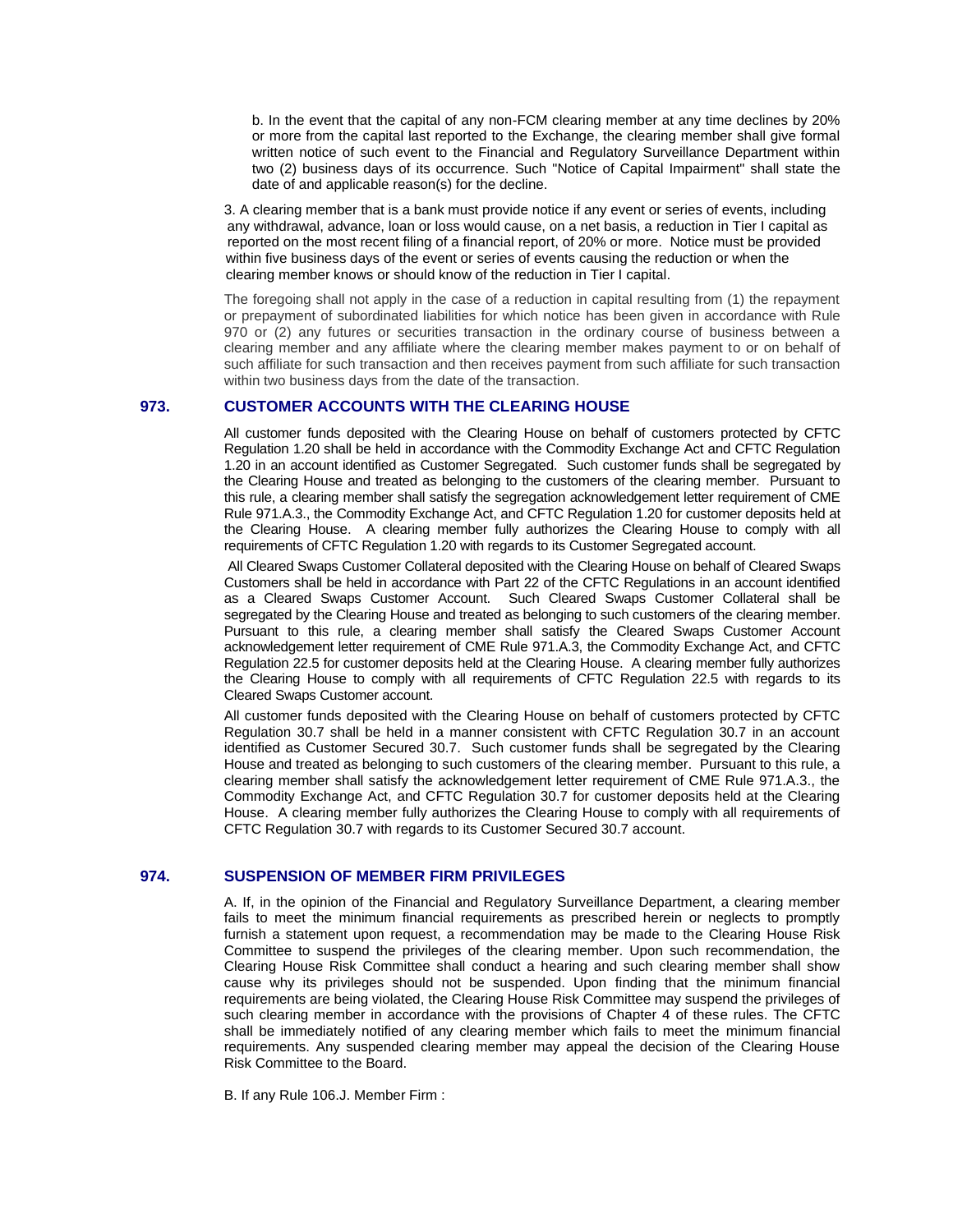b. In the event that the capital of any non-FCM clearing member at any time declines by 20% or more from the capital last reported to the Exchange, the clearing member shall give formal written notice of such event to the Financial and Regulatory Surveillance Department within two (2) business days of its occurrence. Such "Notice of Capital Impairment" shall state the date of and applicable reason(s) for the decline.

3. A clearing member that is a bank must provide notice if any event or series of events, including any withdrawal, advance, loan or loss would cause, on a net basis, a reduction in Tier I capital as reported on the most recent filing of a financial report, of 20% or more. Notice must be provided within five business days of the event or series of events causing the reduction or when the clearing member knows or should know of the reduction in Tier I capital.

The foregoing shall not apply in the case of a reduction in capital resulting from (1) the repayment or prepayment of subordinated liabilities for which notice has been given in accordance with Rule 970 or (2) any futures or securities transaction in the ordinary course of business between a clearing member and any affiliate where the clearing member makes payment to or on behalf of such affiliate for such transaction and then receives payment from such affiliate for such transaction within two business days from the date of the transaction.

## 973. CUSTOMER ACCOUNTS WITH THE CLEARING HOUSE

All customer funds deposited with the Clearing House on behalf of customers protected by CFTC Regulation 1.20 shall be held in accordance with the Commodity Exchange Act and CFTC Regulation 1.20 in an account identified as Customer Segregated. Such customer funds shall be segregated by the Clearing House and treated as belonging to the customers of the clearing member. Pursuant to this rule, a clearing member shall satisfy the segregation acknowledgement letter requirement of CME Rule 971.A.3., the Commodity Exchange Act, and CFTC Regulation 1.20 for customer deposits held at the Clearing House. A clearing member fully authorizes the Clearing House to comply with all requirements of CFTC Regulation 1.20 with regards to its Customer Segregated account.

All Cleared Swaps Customer Collateral deposited with the Clearing House on behalf of Cleared Swaps Customers shall be held in accordance with Part 22 of the CFTC Regulations in an account identified as a Cleared Swaps Customer Account. Such Cleared Swaps Customer Collateral shall be segregated by the Clearing House and treated as belonging to such customers of the clearing member. Pursuant to this rule, a clearing member shall satisfy the Cleared Swaps Customer Account acknowledgement letter requirement of CME Rule 971.A.3, the Commodity Exchange Act, and CFTC Regulation 22.5 for customer deposits held at the Clearing House. A clearing member fully authorizes the Clearing House to comply with all requirements of CFTC Regulation 22.5 with regards to its Cleared Swaps Customer account.

All customer funds deposited with the Clearing House on behalf of customers protected by CFTC Regulation 30.7 shall be held in a manner consistent with CFTC Regulation 30.7 in an account identified as Customer Secured 30.7. Such customer funds shall be segregated by the Clearing House and treated as belonging to such customers of the clearing member. Pursuant to this rule, a clearing member shall satisfy the acknowledgement letter requirement of CME Rule 971.A.3., the Commodity Exchange Act, and CFTC Regulation 30.7 for customer deposits held at the Clearing House. A clearing member fully authorizes the Clearing House to comply with all requirements of CFTC Regulation 30.7 with regards to its Customer Secured 30.7 account.

## 974. SUSPENSION OF MEMBER FIRM PRIVILEGES

A. If, in the opinion of the Financial and Regulatory Surveillance Department, a clearing member fails to meet the minimum financial requirements as prescribed herein or neglects to promptly furnish a statement upon request, a recommendation may be made to the Clearing House Risk Committee to suspend the privileges of the clearing member. Upon such recommendation, the Clearing House Risk Committee shall conduct a hearing and such clearing member shall show cause why its privileges should not be suspended. Upon finding that the minimum financial requirements are being violated, the Clearing House Risk Committee may suspend the privileges of such clearing member in accordance with the provisions of Chapter 4 of these rules. The CFTC shall be immediately notified of any clearing member which fails to meet the minimum financial requirements. Any suspended clearing member may appeal the decision of the Clearing House Risk Committee to the Board.

B. If any Rule 106.J. Member Firm :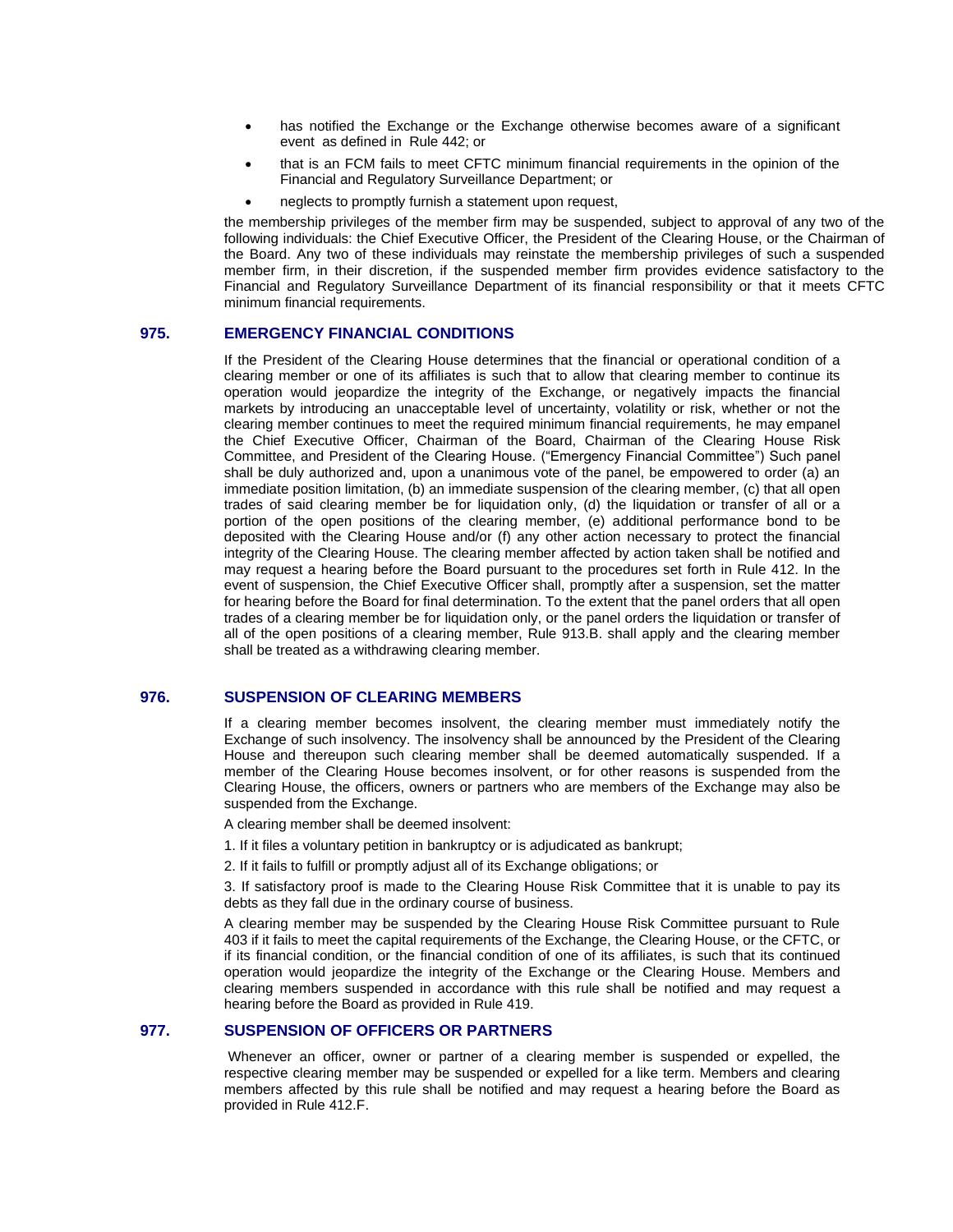- has notified the Exchange or the Exchange otherwise becomes aware of a significant event as defined in Rule 442; or
- that is an FCM fails to meet CFTC minimum financial requirements in the opinion of the Financial and Regulatory Surveillance Department; or
- neglects to promptly furnish a statement upon request,

the membership privileges of the member firm may be suspended, subject to approval of any two of the following individuals: the Chief Executive Officer, the President of the Clearing House, or the Chairman of the Board. Any two of these individuals may reinstate the membership privileges of such a suspended member firm, in their discretion, if the suspended member firm provides evidence satisfactory to the Financial and Regulatory Surveillance Department of its financial responsibility or that it meets CFTC minimum financial requirements.

## 975. EMERGENCY FINANCIAL CONDITIONS

If the President of the Clearing House determines that the financial or operational condition of a clearing member or one of its affiliates is such that to allow that clearing member to continue its operation would jeopardize the integrity of the Exchange, or negatively impacts the financial markets by introducing an unacceptable level of uncertainty, volatility or risk, whether or not the clearing member continues to meet the required minimum financial requirements, he may empanel the Chief Executive Officer, Chairman of the Board, Chairman of the Clearing House Risk Committee, and President of the Clearing House. ("Emergency Financial Committee") Such panel shall be duly authorized and, upon a unanimous vote of the panel, be empowered to order (a) an immediate position limitation, (b) an immediate suspension of the clearing member, (c) that all open trades of said clearing member be for liquidation only, (d) the liquidation or transfer of all or a portion of the open positions of the clearing member, (e) additional performance bond to be deposited with the Clearing House and/or (f) any other action necessary to protect the financial integrity of the Clearing House. The clearing member affected by action taken shall be notified and may request a hearing before the Board pursuant to the procedures set forth in Rule 412. In the event of suspension, the Chief Executive Officer shall, promptly after a suspension, set the matter for hearing before the Board for final determination. To the extent that the panel orders that all open trades of a clearing member be for liquidation only, or the panel orders the liquidation or transfer of all of the open positions of a clearing member, Rule 913.B. shall apply and the clearing member shall be treated as a withdrawing clearing member.

## 976. SUSPENSION OF CLEARING MEMBERS

If a clearing member becomes insolvent, the clearing member must immediately notify the Exchange of such insolvency. The insolvency shall be announced by the President of the Clearing House and thereupon such clearing member shall be deemed automatically suspended. If a member of the Clearing House becomes insolvent, or for other reasons is suspended from the Clearing House, the officers, owners or partners who are members of the Exchange may also be suspended from the Exchange.

A clearing member shall be deemed insolvent:

1. If it files a voluntary petition in bankruptcy or is adjudicated as bankrupt;

2. If it fails to fulfill or promptly adjust all of its Exchange obligations; or

3. If satisfactory proof is made to the Clearing House Risk Committee that it is unable to pay its debts as they fall due in the ordinary course of business.

A clearing member may be suspended by the Clearing House Risk Committee pursuant to Rule 403 if it fails to meet the capital requirements of the Exchange, the Clearing House, or the CFTC, or if its financial condition, or the financial condition of one of its affiliates, is such that its continued operation would jeopardize the integrity of the Exchange or the Clearing House. Members and clearing members suspended in accordance with this rule shall be notified and may request a hearing before the Board as provided in Rule 419.

## 977. SUSPENSION OF OFFICERS OR PARTNERS

Whenever an officer, owner or partner of a clearing member is suspended or expelled, the respective clearing member may be suspended or expelled for a like term. Members and clearing members affected by this rule shall be notified and may request a hearing before the Board as provided in Rule 412.F.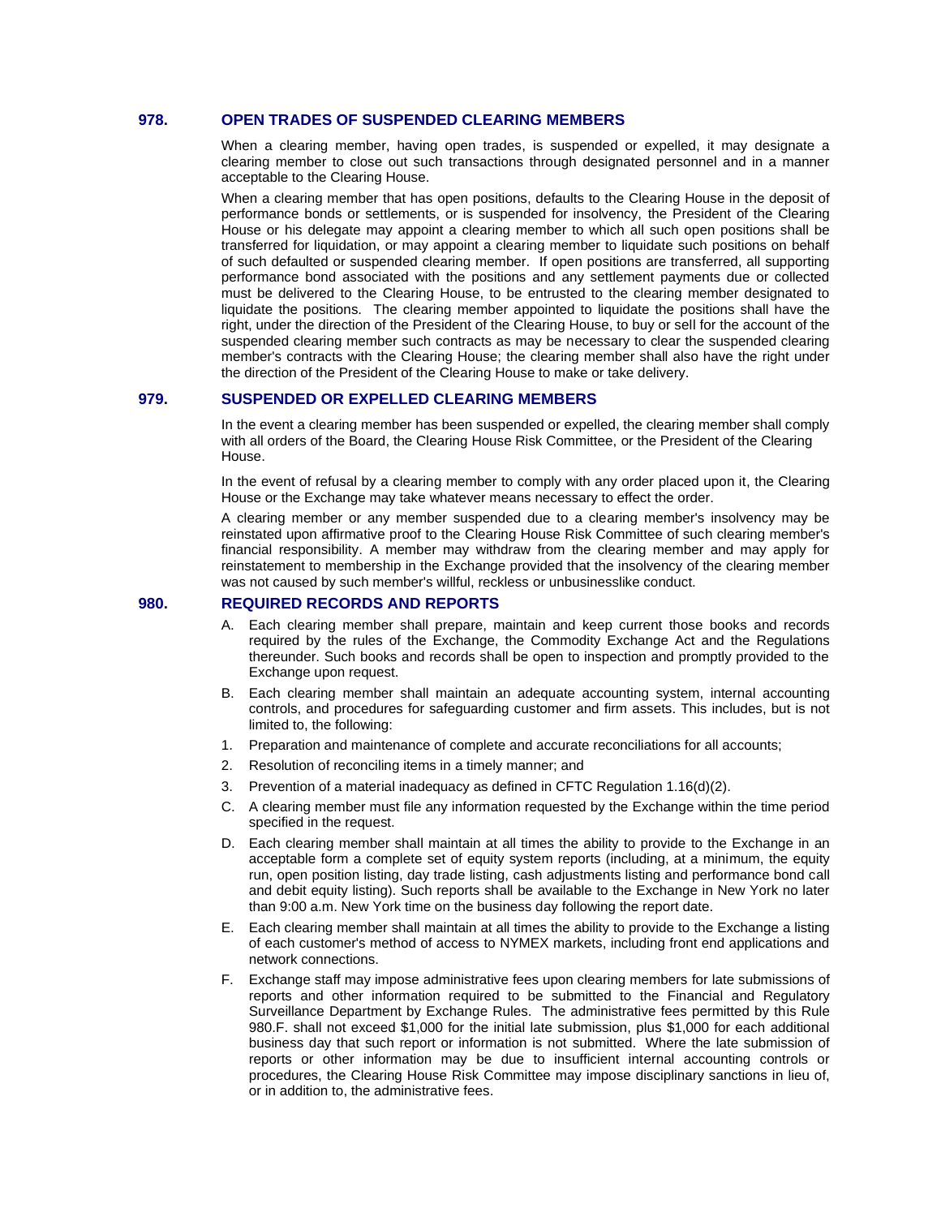## 978. OPEN TRADES OF SUSPENDED CLEARING MEMBERS

When a clearing member, having open trades, is suspended or expelled, it may designate a clearing member to close out such transactions through designated personnel and in a manner acceptable to the Clearing House.

When a clearing member that has open positions, defaults to the Clearing House in the deposit of performance bonds or settlements, or is suspended for insolvency, the President of the Clearing House or his delegate may appoint a clearing member to which all such open positions shall be transferred for liquidation, or may appoint a clearing member to liquidate such positions on behalf of such defaulted or suspended clearing member. If open positions are transferred, all supporting performance bond associated with the positions and any settlement payments due or collected must be delivered to the Clearing House, to be entrusted to the clearing member designated to liquidate the positions. The clearing member appointed to liquidate the positions shall have the right, under the direction of the President of the Clearing House, to buy or sell for the account of the suspended clearing member such contracts as may be necessary to clear the suspended clearing member's contracts with the Clearing House; the clearing member shall also have the right under the direction of the President of the Clearing House to make or take delivery.

## 979. SUSPENDED OR EXPELLED CLEARING MEMBERS

In the event a clearing member has been suspended or expelled, the clearing member shall comply with all orders of the Board, the Clearing House Risk Committee, or the President of the Clearing House.

In the event of refusal by a clearing member to comply with any order placed upon it, the Clearing House or the Exchange may take whatever means necessary to effect the order.

A clearing member or any member suspended due to a clearing member's insolvency may be reinstated upon affirmative proof to the Clearing House Risk Committee of such clearing member's financial responsibility. A member may withdraw from the clearing member and may apply for reinstatement to membership in the Exchange provided that the insolvency of the clearing member was not caused by such member's willful, reckless or unbusinesslike conduct.

## 980. REQUIRED RECORDS AND REPORTS

A. Each clearing member shall prepare, maintain and keep current those books and records required by the rules of the Exchange, the Commodity Exchange Act and the Regulations thereunder. Such books and records shall be open to inspection and promptly provided to the Exchange upon request.

B. Each clearing member shall maintain an adequate accounting system, internal accounting controls, and procedures for safeguarding customer and firm assets. This includes, but is not limited to, the following:

1. Preparation and maintenance of complete and accurate reconciliations for all accounts;
2. Resolution of reconciling items in a timely manner; and
3. Prevention of a material inadequacy as defined in CFTC Regulation 1.16(d)(2).

C. A clearing member must file any information requested by the Exchange within the time period specified in the request.

D. Each clearing member shall maintain at all times the ability to provide to the Exchange in an acceptable form a complete set of equity system reports (including, at a minimum, the equity run, open position listing, day trade listing, cash adjustments listing and performance bond call and debit equity listing). Such reports shall be available to the Exchange in New York no later than 9:00 a.m. New York time on the business day following the report date.

E. Each clearing member shall maintain at all times the ability to provide to the Exchange a listing of each customer's method of access to NYMEX markets, including front end applications and network connections.

F. Exchange staff may impose administrative fees upon clearing members for late submissions of reports and other information required to be submitted to the Financial and Regulatory Surveillance Department by Exchange Rules. The administrative fees permitted by this Rule 980.F. shall not exceed $1,000 for the initial late submission, plus $1,000 for each additional business day that such report or information is not submitted. Where the late submission of reports or other information may be due to insufficient internal accounting controls or procedures, the Clearing House Risk Committee may impose disciplinary sanctions in lieu of, or in addition to, the administrative fees.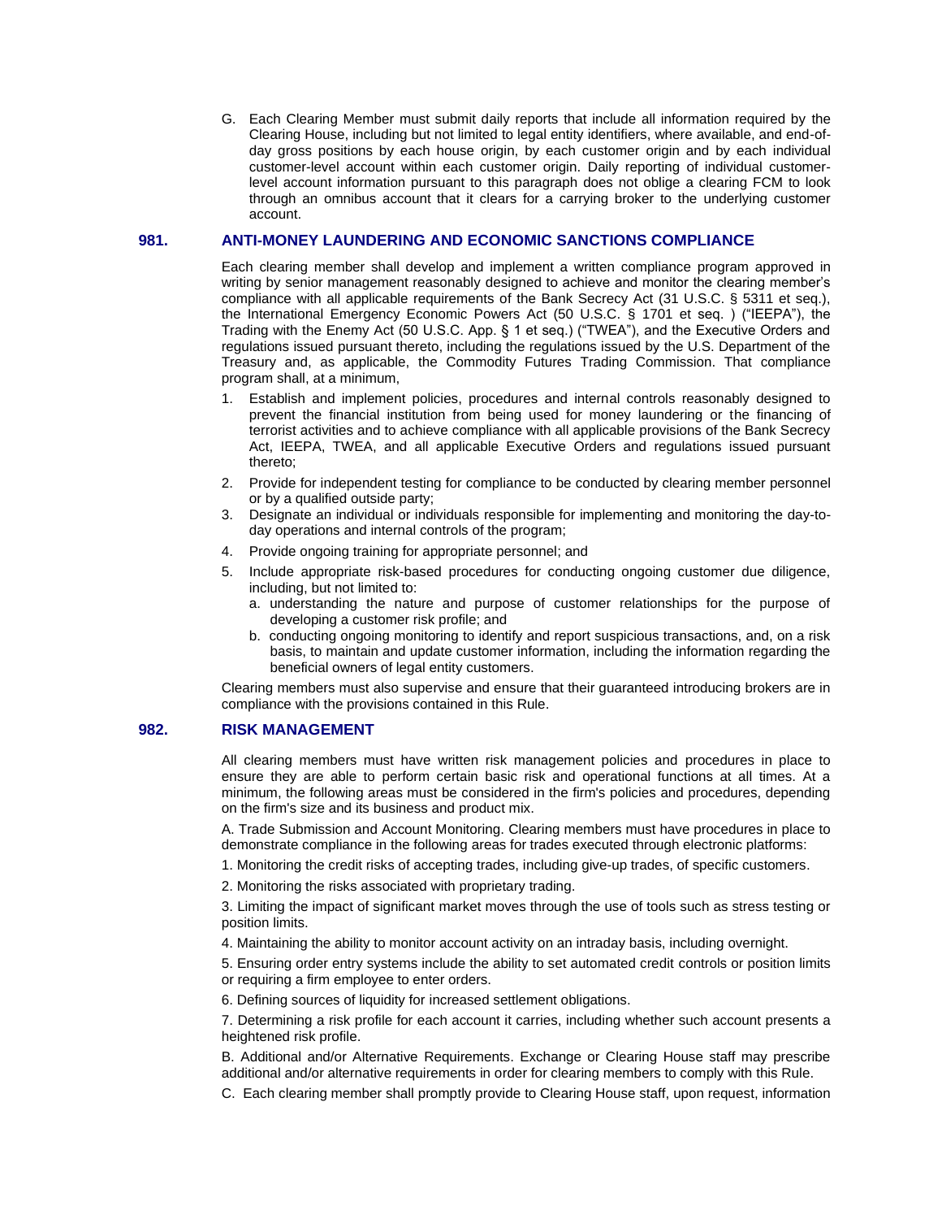G. Each Clearing Member must submit daily reports that include all information required by the Clearing House, including but not limited to legal entity identifiers, where available, and end-of-day gross positions by each house origin, by each customer origin and by each individual customer-level account within each customer origin. Daily reporting of individual customer-level account information pursuant to this paragraph does not oblige a clearing FCM to look through an omnibus account that it clears for a carrying broker to the underlying customer account.

## 981. ANTI-MONEY LAUNDERING AND ECONOMIC SANCTIONS COMPLIANCE

Each clearing member shall develop and implement a written compliance program approved in writing by senior management reasonably designed to achieve and monitor the clearing member's compliance with all applicable requirements of the Bank Secrecy Act (31 U.S.C. § 5311 et seq.), the International Emergency Economic Powers Act (50 U.S.C. § 1701 et seq. ) ("IEEPA"), the Trading with the Enemy Act (50 U.S.C. App. § 1 et seq.) ("TWEA"), and the Executive Orders and regulations issued pursuant thereto, including the regulations issued by the U.S. Department of the Treasury and, as applicable, the Commodity Futures Trading Commission. That compliance program shall, at a minimum,

1. Establish and implement policies, procedures and internal controls reasonably designed to prevent the financial institution from being used for money laundering or the financing of terrorist activities and to achieve compliance with all applicable provisions of the Bank Secrecy Act, IEEPA, TWEA, and all applicable Executive Orders and regulations issued pursuant thereto;
2. Provide for independent testing for compliance to be conducted by clearing member personnel or by a qualified outside party;
3. Designate an individual or individuals responsible for implementing and monitoring the day-to-day operations and internal controls of the program;
4. Provide ongoing training for appropriate personnel; and
5. Include appropriate risk-based procedures for conducting ongoing customer due diligence, including, but not limited to:
   a. understanding the nature and purpose of customer relationships for the purpose of developing a customer risk profile; and
   b. conducting ongoing monitoring to identify and report suspicious transactions, and, on a risk basis, to maintain and update customer information, including the information regarding the beneficial owners of legal entity customers.

Clearing members must also supervise and ensure that their guaranteed introducing brokers are in compliance with the provisions contained in this Rule.

## 982. RISK MANAGEMENT

All clearing members must have written risk management policies and procedures in place to ensure they are able to perform certain basic risk and operational functions at all times. At a minimum, the following areas must be considered in the firm's policies and procedures, depending on the firm's size and its business and product mix.

A. Trade Submission and Account Monitoring. Clearing members must have procedures in place to demonstrate compliance in the following areas for trades executed through electronic platforms:

1. Monitoring the credit risks of accepting trades, including give-up trades, of specific customers.

2. Monitoring the risks associated with proprietary trading.

3. Limiting the impact of significant market moves through the use of tools such as stress testing or position limits.

4. Maintaining the ability to monitor account activity on an intraday basis, including overnight.

5. Ensuring order entry systems include the ability to set automated credit controls or position limits or requiring a firm employee to enter orders.

6. Defining sources of liquidity for increased settlement obligations.

7. Determining a risk profile for each account it carries, including whether such account presents a heightened risk profile.

B. Additional and/or Alternative Requirements. Exchange or Clearing House staff may prescribe additional and/or alternative requirements in order for clearing members to comply with this Rule.

C. Each clearing member shall promptly provide to Clearing House staff, upon request, information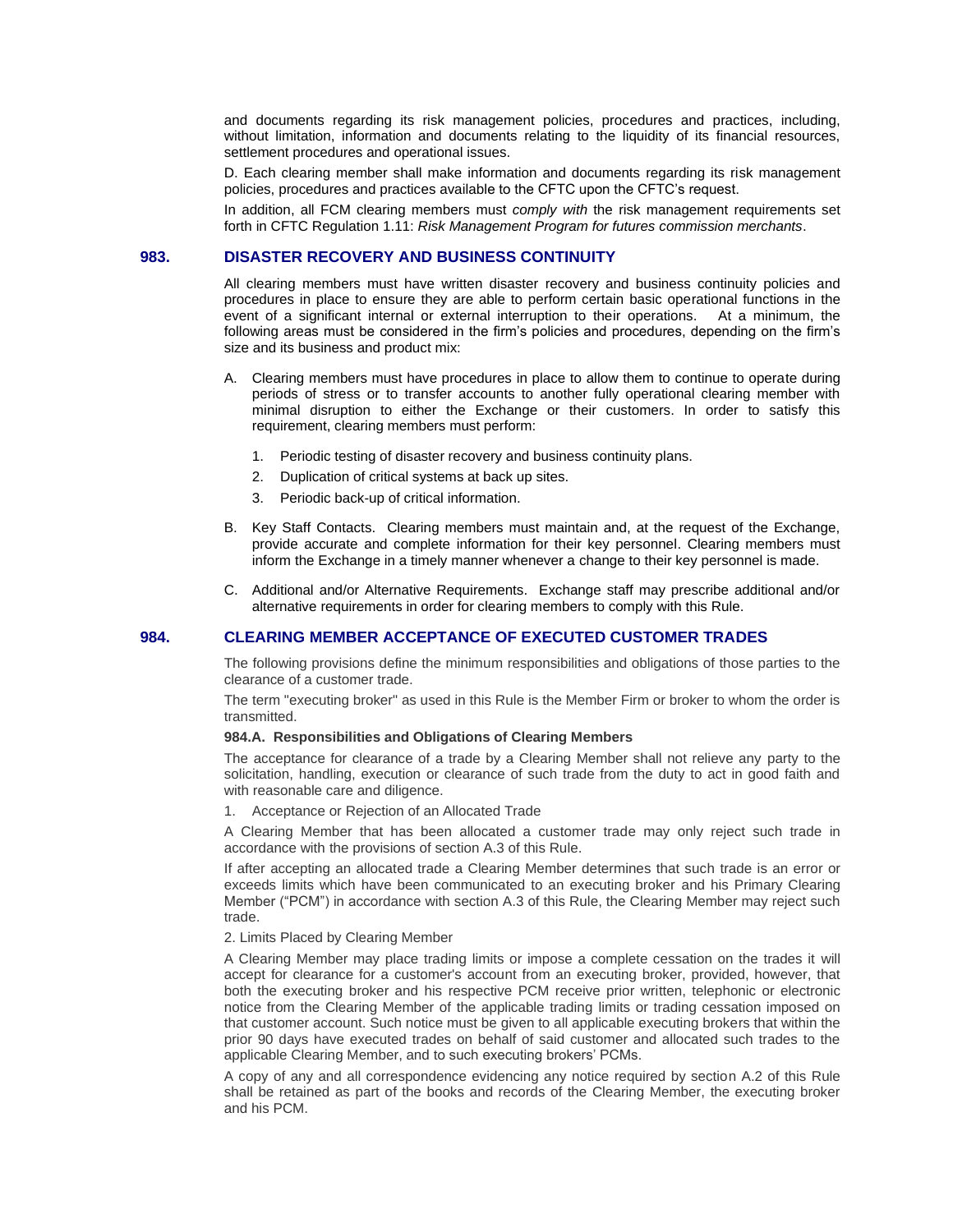and documents regarding its risk management policies, procedures and practices, including, without limitation, information and documents relating to the liquidity of its financial resources, settlement procedures and operational issues.

D. Each clearing member shall make information and documents regarding its risk management policies, procedures and practices available to the CFTC upon the CFTC's request.

In addition, all FCM clearing members must *comply with* the risk management requirements set forth in CFTC Regulation 1.11: *Risk Management Program for futures commission merchants*.

## 983. DISASTER RECOVERY AND BUSINESS CONTINUITY

All clearing members must have written disaster recovery and business continuity policies and procedures in place to ensure they are able to perform certain basic operational functions in the event of a significant internal or external interruption to their operations. At a minimum, the following areas must be considered in the firm's policies and procedures, depending on the firm's size and its business and product mix:

A. Clearing members must have procedures in place to allow them to continue to operate during periods of stress or to transfer accounts to another fully operational clearing member with minimal disruption to either the Exchange or their customers. In order to satisfy this requirement, clearing members must perform:

   1. Periodic testing of disaster recovery and business continuity plans.
   2. Duplication of critical systems at back up sites.
   3. Periodic back-up of critical information.

B. Key Staff Contacts. Clearing members must maintain and, at the request of the Exchange, provide accurate and complete information for their key personnel. Clearing members must inform the Exchange in a timely manner whenever a change to their key personnel is made.

C. Additional and/or Alternative Requirements. Exchange staff may prescribe additional and/or alternative requirements in order for clearing members to comply with this Rule.

## 984. CLEARING MEMBER ACCEPTANCE OF EXECUTED CUSTOMER TRADES

The following provisions define the minimum responsibilities and obligations of those parties to the clearance of a customer trade.

The term "executing broker" as used in this Rule is the Member Firm or broker to whom the order is transmitted.

**984.A. Responsibilities and Obligations of Clearing Members**

The acceptance for clearance of a trade by a Clearing Member shall not relieve any party to the solicitation, handling, execution or clearance of such trade from the duty to act in good faith and with reasonable care and diligence.

1. Acceptance or Rejection of an Allocated Trade

A Clearing Member that has been allocated a customer trade may only reject such trade in accordance with the provisions of section A.3 of this Rule.

If after accepting an allocated trade a Clearing Member determines that such trade is an error or exceeds limits which have been communicated to an executing broker and his Primary Clearing Member ("PCM") in accordance with section A.3 of this Rule, the Clearing Member may reject such trade.

2. Limits Placed by Clearing Member

A Clearing Member may place trading limits or impose a complete cessation on the trades it will accept for clearance for a customer's account from an executing broker, provided, however, that both the executing broker and his respective PCM receive prior written, telephonic or electronic notice from the Clearing Member of the applicable trading limits or trading cessation imposed on that customer account. Such notice must be given to all applicable executing brokers that within the prior 90 days have executed trades on behalf of said customer and allocated such trades to the applicable Clearing Member, and to such executing brokers' PCMs.

A copy of any and all correspondence evidencing any notice required by section A.2 of this Rule shall be retained as part of the books and records of the Clearing Member, the executing broker and his PCM.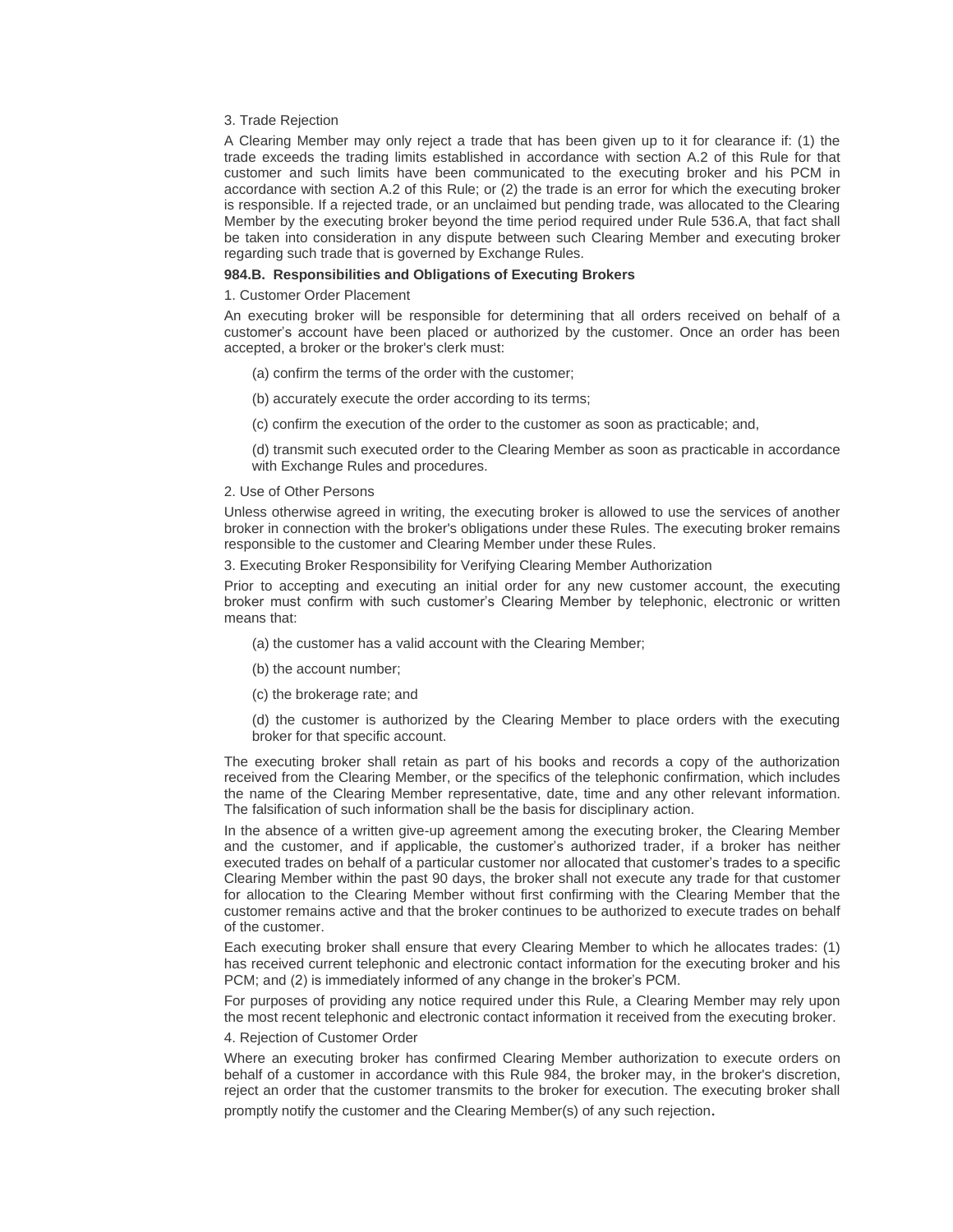3. Trade Rejection

A Clearing Member may only reject a trade that has been given up to it for clearance if: (1) the trade exceeds the trading limits established in accordance with section A.2 of this Rule for that customer and such limits have been communicated to the executing broker and his PCM in accordance with section A.2 of this Rule; or (2) the trade is an error for which the executing broker is responsible. If a rejected trade, or an unclaimed but pending trade, was allocated to the Clearing Member by the executing broker beyond the time period required under Rule 536.A, that fact shall be taken into consideration in any dispute between such Clearing Member and executing broker regarding such trade that is governed by Exchange Rules.

**984.B. Responsibilities and Obligations of Executing Brokers**

1. Customer Order Placement

An executing broker will be responsible for determining that all orders received on behalf of a customer's account have been placed or authorized by the customer. Once an order has been accepted, a broker or the broker's clerk must:

(a) confirm the terms of the order with the customer;

(b) accurately execute the order according to its terms;

(c) confirm the execution of the order to the customer as soon as practicable; and,

(d) transmit such executed order to the Clearing Member as soon as practicable in accordance with Exchange Rules and procedures.

2. Use of Other Persons

Unless otherwise agreed in writing, the executing broker is allowed to use the services of another broker in connection with the broker's obligations under these Rules. The executing broker remains responsible to the customer and Clearing Member under these Rules.

3. Executing Broker Responsibility for Verifying Clearing Member Authorization

Prior to accepting and executing an initial order for any new customer account, the executing broker must confirm with such customer's Clearing Member by telephonic, electronic or written means that:

(a) the customer has a valid account with the Clearing Member;

(b) the account number;

(c) the brokerage rate; and

(d) the customer is authorized by the Clearing Member to place orders with the executing broker for that specific account.

The executing broker shall retain as part of his books and records a copy of the authorization received from the Clearing Member, or the specifics of the telephonic confirmation, which includes the name of the Clearing Member representative, date, time and any other relevant information. The falsification of such information shall be the basis for disciplinary action.

In the absence of a written give-up agreement among the executing broker, the Clearing Member and the customer, and if applicable, the customer's authorized trader, if a broker has neither executed trades on behalf of a particular customer nor allocated that customer's trades to a specific Clearing Member within the past 90 days, the broker shall not execute any trade for that customer for allocation to the Clearing Member without first confirming with the Clearing Member that the customer remains active and that the broker continues to be authorized to execute trades on behalf of the customer.

Each executing broker shall ensure that every Clearing Member to which he allocates trades: (1) has received current telephonic and electronic contact information for the executing broker and his PCM; and (2) is immediately informed of any change in the broker's PCM.

For purposes of providing any notice required under this Rule, a Clearing Member may rely upon the most recent telephonic and electronic contact information it received from the executing broker.

4. Rejection of Customer Order

Where an executing broker has confirmed Clearing Member authorization to execute orders on behalf of a customer in accordance with this Rule 984, the broker may, in the broker's discretion, reject an order that the customer transmits to the broker for execution. The executing broker shall promptly notify the customer and the Clearing Member(s) of any such rejection.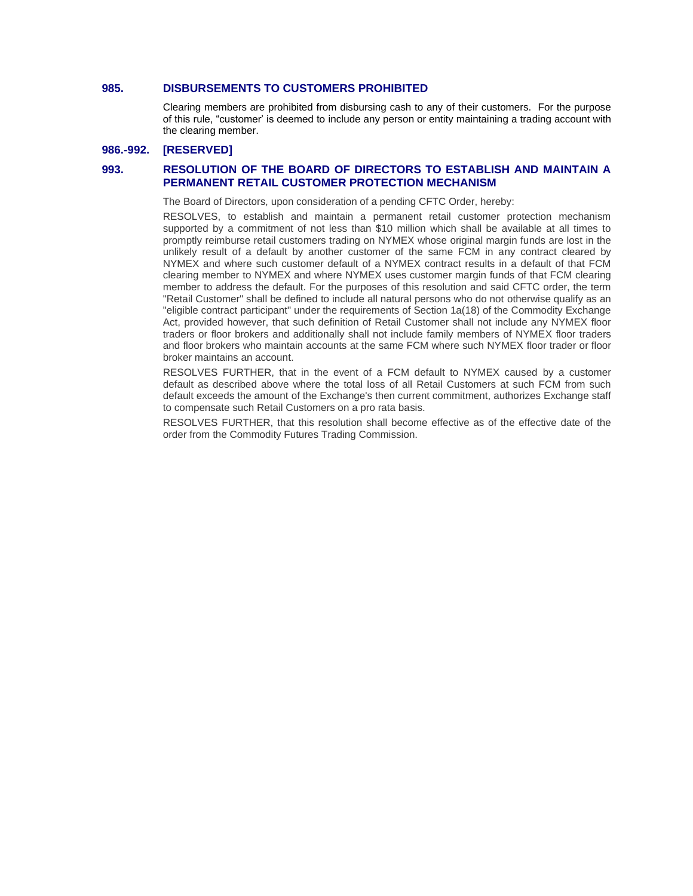### 985. DISBURSEMENTS TO CUSTOMERS PROHIBITED

Clearing members are prohibited from disbursing cash to any of their customers. For the purpose of this rule, "customer' is deemed to include any person or entity maintaining a trading account with the clearing member.

### 986.-992. [RESERVED]

### 993. RESOLUTION OF THE BOARD OF DIRECTORS TO ESTABLISH AND MAINTAIN A PERMANENT RETAIL CUSTOMER PROTECTION MECHANISM

The Board of Directors, upon consideration of a pending CFTC Order, hereby:

RESOLVES, to establish and maintain a permanent retail customer protection mechanism supported by a commitment of not less than $10 million which shall be available at all times to promptly reimburse retail customers trading on NYMEX whose original margin funds are lost in the unlikely result of a default by another customer of the same FCM in any contract cleared by NYMEX and where such customer default of a NYMEX contract results in a default of that FCM clearing member to NYMEX and where NYMEX uses customer margin funds of that FCM clearing member to address the default. For the purposes of this resolution and said CFTC order, the term "Retail Customer" shall be defined to include all natural persons who do not otherwise qualify as an "eligible contract participant" under the requirements of Section 1a(18) of the Commodity Exchange Act, provided however, that such definition of Retail Customer shall not include any NYMEX floor traders or floor brokers and additionally shall not include family members of NYMEX floor traders and floor brokers who maintain accounts at the same FCM where such NYMEX floor trader or floor broker maintains an account.

RESOLVES FURTHER, that in the event of a FCM default to NYMEX caused by a customer default as described above where the total loss of all Retail Customers at such FCM from such default exceeds the amount of the Exchange's then current commitment, authorizes Exchange staff to compensate such Retail Customers on a pro rata basis.

RESOLVES FURTHER, that this resolution shall become effective as of the effective date of the order from the Commodity Futures Trading Commission.